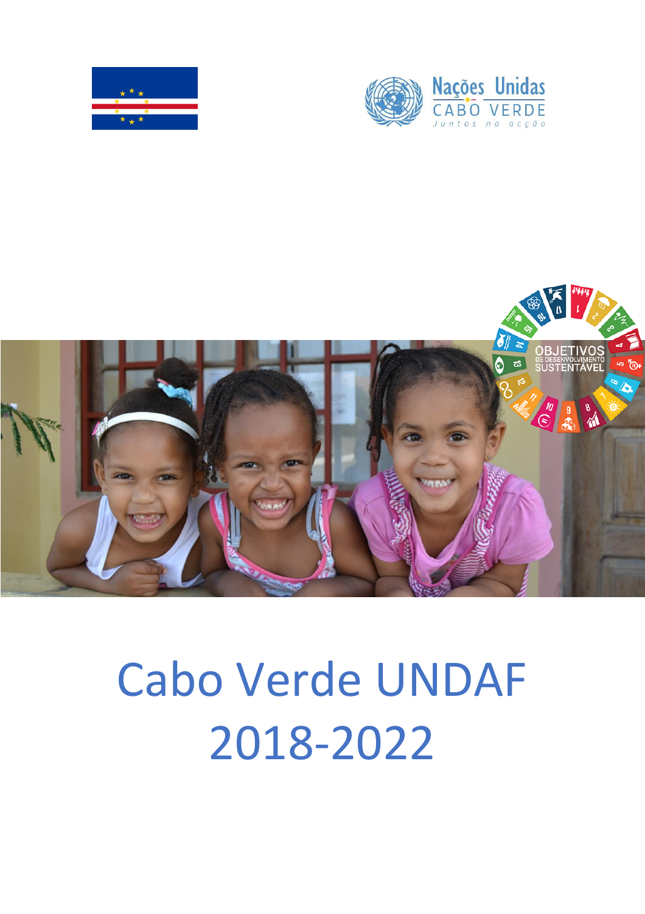Nações Unidas
CABO VERDE
Juntos na acção

# Cabo Verde UNDAF 2018-2022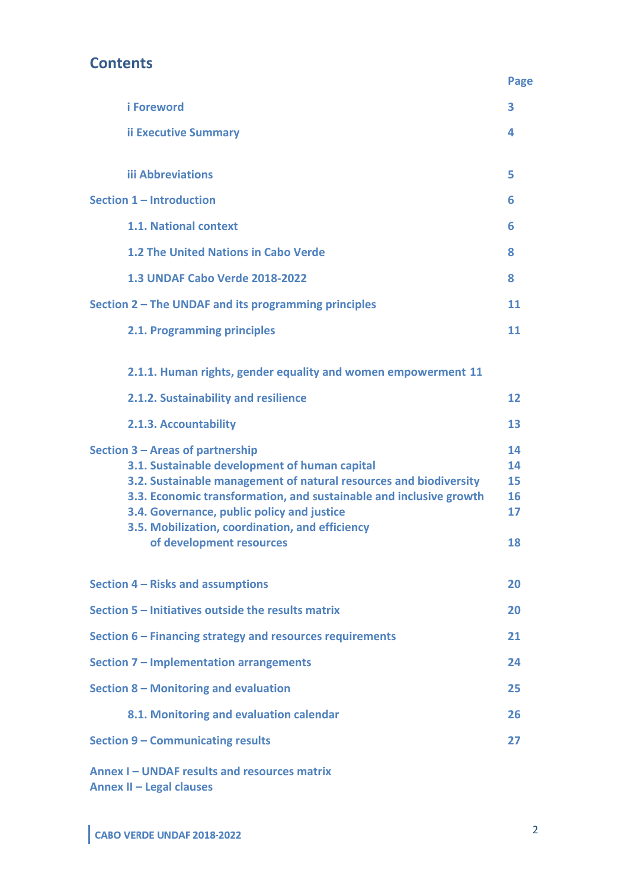## Contents

| | Page |
|---|---|
| i Foreword | 3 |
| ii Executive Summary | 4 |
| iii Abbreviations | 5 |
| Section 1 – Introduction | 6 |
| 1.1. National context | 6 |
| 1.2 The United Nations in Cabo Verde | 8 |
| 1.3 UNDAF Cabo Verde 2018-2022 | 8 |
| Section 2 – The UNDAF and its programming principles | 11 |
| 2.1. Programming principles | 11 |
| 2.1.1. Human rights, gender equality and women empowerment | 11 |
| 2.1.2. Sustainability and resilience | 12 |
| 2.1.3. Accountability | 13 |
| Section 3 – Areas of partnership | 14 |
| 3.1. Sustainable development of human capital | 14 |
| 3.2. Sustainable management of natural resources and biodiversity | 15 |
| 3.3. Economic transformation, and sustainable and inclusive growth | 16 |
| 3.4. Governance, public policy and justice | 17 |
| 3.5. Mobilization, coordination, and efficiency of development resources | 18 |
| Section 4 – Risks and assumptions | 20 |
| Section 5 – Initiatives outside the results matrix | 20 |
| Section 6 – Financing strategy and resources requirements | 21 |
| Section 7 – Implementation arrangements | 24 |
| Section 8 – Monitoring and evaluation | 25 |
| 8.1. Monitoring and evaluation calendar | 26 |
| Section 9 – Communicating results | 27 |
| Annex I – UNDAF results and resources matrix | |
| Annex II – Legal clauses | |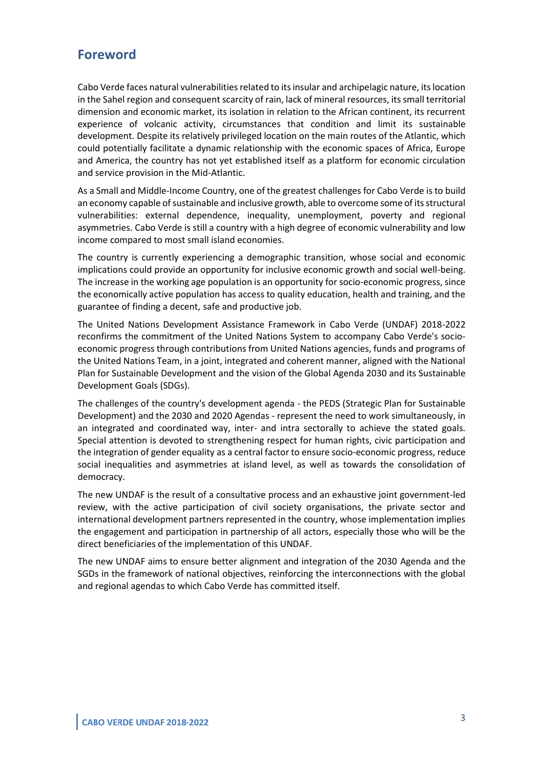## Foreword

Cabo Verde faces natural vulnerabilities related to its insular and archipelagic nature, its location in the Sahel region and consequent scarcity of rain, lack of mineral resources, its small territorial dimension and economic market, its isolation in relation to the African continent, its recurrent experience of volcanic activity, circumstances that condition and limit its sustainable development. Despite its relatively privileged location on the main routes of the Atlantic, which could potentially facilitate a dynamic relationship with the economic spaces of Africa, Europe and America, the country has not yet established itself as a platform for economic circulation and service provision in the Mid-Atlantic.

As a Small and Middle-Income Country, one of the greatest challenges for Cabo Verde is to build an economy capable of sustainable and inclusive growth, able to overcome some of its structural vulnerabilities: external dependence, inequality, unemployment, poverty and regional asymmetries. Cabo Verde is still a country with a high degree of economic vulnerability and low income compared to most small island economies.

The country is currently experiencing a demographic transition, whose social and economic implications could provide an opportunity for inclusive economic growth and social well-being. The increase in the working age population is an opportunity for socio-economic progress, since the economically active population has access to quality education, health and training, and the guarantee of finding a decent, safe and productive job.

The United Nations Development Assistance Framework in Cabo Verde (UNDAF) 2018-2022 reconfirms the commitment of the United Nations System to accompany Cabo Verde's socio-economic progress through contributions from United Nations agencies, funds and programs of the United Nations Team, in a joint, integrated and coherent manner, aligned with the National Plan for Sustainable Development and the vision of the Global Agenda 2030 and its Sustainable Development Goals (SDGs).

The challenges of the country's development agenda - the PEDS (Strategic Plan for Sustainable Development) and the 2030 and 2020 Agendas - represent the need to work simultaneously, in an integrated and coordinated way, inter- and intra sectorally to achieve the stated goals. Special attention is devoted to strengthening respect for human rights, civic participation and the integration of gender equality as a central factor to ensure socio-economic progress, reduce social inequalities and asymmetries at island level, as well as towards the consolidation of democracy.

The new UNDAF is the result of a consultative process and an exhaustive joint government-led review, with the active participation of civil society organisations, the private sector and international development partners represented in the country, whose implementation implies the engagement and participation in partnership of all actors, especially those who will be the direct beneficiaries of the implementation of this UNDAF.

The new UNDAF aims to ensure better alignment and integration of the 2030 Agenda and the SGDs in the framework of national objectives, reinforcing the interconnections with the global and regional agendas to which Cabo Verde has committed itself.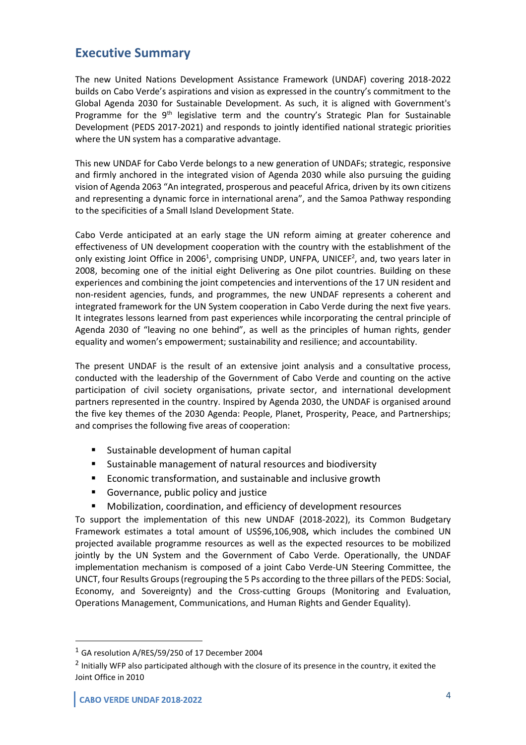## Executive Summary

The new United Nations Development Assistance Framework (UNDAF) covering 2018-2022 builds on Cabo Verde's aspirations and vision as expressed in the country's commitment to the Global Agenda 2030 for Sustainable Development. As such, it is aligned with Government's Programme for the 9th legislative term and the country's Strategic Plan for Sustainable Development (PEDS 2017-2021) and responds to jointly identified national strategic priorities where the UN system has a comparative advantage.

This new UNDAF for Cabo Verde belongs to a new generation of UNDAFs; strategic, responsive and firmly anchored in the integrated vision of Agenda 2030 while also pursuing the guiding vision of Agenda 2063 "An integrated, prosperous and peaceful Africa, driven by its own citizens and representing a dynamic force in international arena", and the Samoa Pathway responding to the specificities of a Small Island Development State.

Cabo Verde anticipated at an early stage the UN reform aiming at greater coherence and effectiveness of UN development cooperation with the country with the establishment of the only existing Joint Office in 2006[1], comprising UNDP, UNFPA, UNICEF[2], and, two years later in 2008, becoming one of the initial eight Delivering as One pilot countries. Building on these experiences and combining the joint competencies and interventions of the 17 UN resident and non-resident agencies, funds, and programmes, the new UNDAF represents a coherent and integrated framework for the UN System cooperation in Cabo Verde during the next five years. It integrates lessons learned from past experiences while incorporating the central principle of Agenda 2030 of "leaving no one behind", as well as the principles of human rights, gender equality and women's empowerment; sustainability and resilience; and accountability.

The present UNDAF is the result of an extensive joint analysis and a consultative process, conducted with the leadership of the Government of Cabo Verde and counting on the active participation of civil society organisations, private sector, and international development partners represented in the country. Inspired by Agenda 2030, the UNDAF is organised around the five key themes of the 2030 Agenda: People, Planet, Prosperity, Peace, and Partnerships; and comprises the following five areas of cooperation:

- Sustainable development of human capital
- Sustainable management of natural resources and biodiversity
- Economic transformation, and sustainable and inclusive growth
- Governance, public policy and justice
- Mobilization, coordination, and efficiency of development resources

To support the implementation of this new UNDAF (2018-2022), its Common Budgetary Framework estimates a total amount of US$96,106,908**,** which includes the combined UN projected available programme resources as well as the expected resources to be mobilized jointly by the UN System and the Government of Cabo Verde. Operationally, the UNDAF implementation mechanism is composed of a joint Cabo Verde-UN Steering Committee, the UNCT, four Results Groups (regrouping the 5 Ps according to the three pillars of the PEDS: Social, Economy, and Sovereignty) and the Cross-cutting Groups (Monitoring and Evaluation, Operations Management, Communications, and Human Rights and Gender Equality).

---

[1] GA resolution A/RES/59/250 of 17 December 2004

[2] Initially WFP also participated although with the closure of its presence in the country, it exited the Joint Office in 2010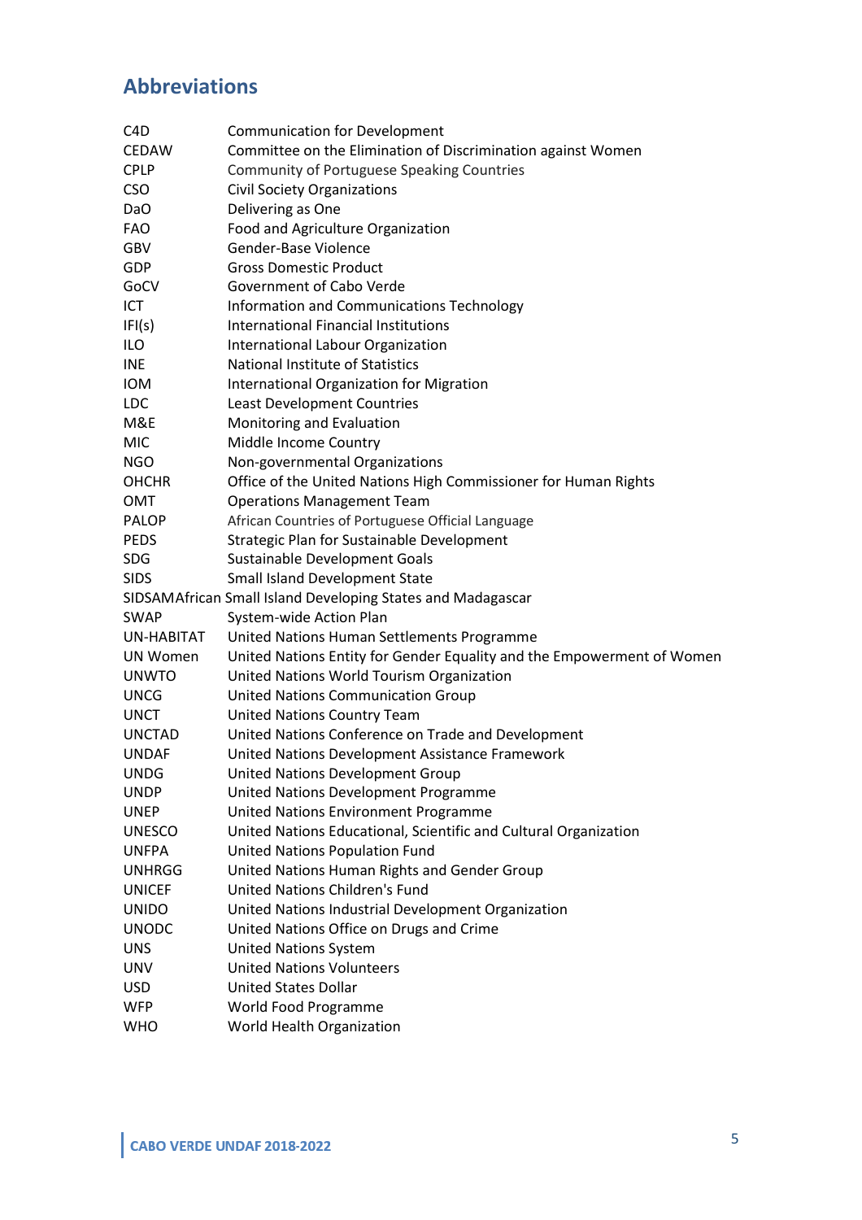## Abbreviations

| | |
|---|---|
| C4D | Communication for Development |
| CEDAW | Committee on the Elimination of Discrimination against Women |
| CPLP | Community of Portuguese Speaking Countries |
| CSO | Civil Society Organizations |
| DaO | Delivering as One |
| FAO | Food and Agriculture Organization |
| GBV | Gender-Base Violence |
| GDP | Gross Domestic Product |
| GoCV | Government of Cabo Verde |
| ICT | Information and Communications Technology |
| IFI(s) | International Financial Institutions |
| ILO | International Labour Organization |
| INE | National Institute of Statistics |
| IOM | International Organization for Migration |
| LDC | Least Development Countries |
| M&E | Monitoring and Evaluation |
| MIC | Middle Income Country |
| NGO | Non-governmental Organizations |
| OHCHR | Office of the United Nations High Commissioner for Human Rights |
| OMT | Operations Management Team |
| PALOP | African Countries of Portuguese Official Language |
| PEDS | Strategic Plan for Sustainable Development |
| SDG | Sustainable Development Goals |
| SIDS | Small Island Development State |
| SIDSAM | African Small Island Developing States and Madagascar |
| SWAP | System-wide Action Plan |
| UN-HABITAT | United Nations Human Settlements Programme |
| UN Women | United Nations Entity for Gender Equality and the Empowerment of Women |
| UNWTO | United Nations World Tourism Organization |
| UNCG | United Nations Communication Group |
| UNCT | United Nations Country Team |
| UNCTAD | United Nations Conference on Trade and Development |
| UNDAF | United Nations Development Assistance Framework |
| UNDG | United Nations Development Group |
| UNDP | United Nations Development Programme |
| UNEP | United Nations Environment Programme |
| UNESCO | United Nations Educational, Scientific and Cultural Organization |
| UNFPA | United Nations Population Fund |
| UNHRGG | United Nations Human Rights and Gender Group |
| UNICEF | United Nations Children's Fund |
| UNIDO | United Nations Industrial Development Organization |
| UNODC | United Nations Office on Drugs and Crime |
| UNS | United Nations System |
| UNV | United Nations Volunteers |
| USD | United States Dollar |
| WFP | World Food Programme |
| WHO | World Health Organization |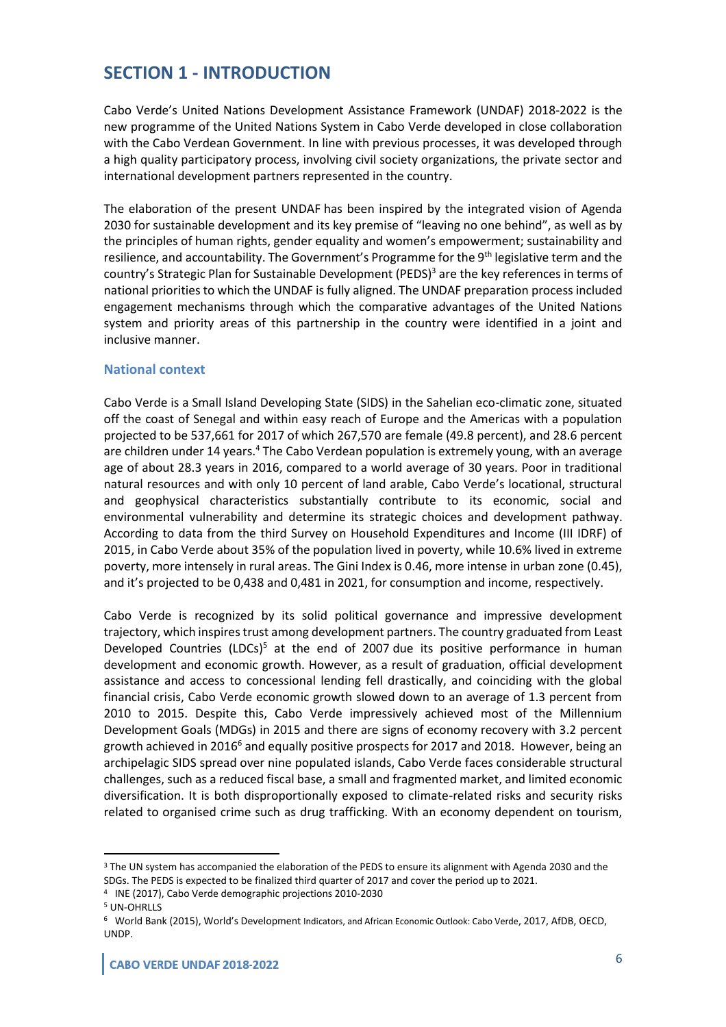# SECTION 1 - INTRODUCTION

Cabo Verde's United Nations Development Assistance Framework (UNDAF) 2018-2022 is the new programme of the United Nations System in Cabo Verde developed in close collaboration with the Cabo Verdean Government. In line with previous processes, it was developed through a high quality participatory process, involving civil society organizations, the private sector and international development partners represented in the country.

The elaboration of the present UNDAF has been inspired by the integrated vision of Agenda 2030 for sustainable development and its key premise of "leaving no one behind", as well as by the principles of human rights, gender equality and women's empowerment; sustainability and resilience, and accountability. The Government's Programme for the 9th legislative term and the country's Strategic Plan for Sustainable Development (PEDS)[3] are the key references in terms of national priorities to which the UNDAF is fully aligned. The UNDAF preparation process included engagement mechanisms through which the comparative advantages of the United Nations system and priority areas of this partnership in the country were identified in a joint and inclusive manner.

## National context

Cabo Verde is a Small Island Developing State (SIDS) in the Sahelian eco-climatic zone, situated off the coast of Senegal and within easy reach of Europe and the Americas with a population projected to be 537,661 for 2017 of which 267,570 are female (49.8 percent), and 28.6 percent are children under 14 years.[4] The Cabo Verdean population is extremely young, with an average age of about 28.3 years in 2016, compared to a world average of 30 years. Poor in traditional natural resources and with only 10 percent of land arable, Cabo Verde's locational, structural and geophysical characteristics substantially contribute to its economic, social and environmental vulnerability and determine its strategic choices and development pathway. According to data from the third Survey on Household Expenditures and Income (III IDRF) of 2015, in Cabo Verde about 35% of the population lived in poverty, while 10.6% lived in extreme poverty, more intensely in rural areas. The Gini Index is 0.46, more intense in urban zone (0.45), and it's projected to be 0,438 and 0,481 in 2021, for consumption and income, respectively.

Cabo Verde is recognized by its solid political governance and impressive development trajectory, which inspires trust among development partners. The country graduated from Least Developed Countries (LDCs)[5] at the end of 2007 due its positive performance in human development and economic growth. However, as a result of graduation, official development assistance and access to concessional lending fell drastically, and coinciding with the global financial crisis, Cabo Verde economic growth slowed down to an average of 1.3 percent from 2010 to 2015. Despite this, Cabo Verde impressively achieved most of the Millennium Development Goals (MDGs) in 2015 and there are signs of economy recovery with 3.2 percent growth achieved in 2016[6] and equally positive prospects for 2017 and 2018. However, being an archipelagic SIDS spread over nine populated islands, Cabo Verde faces considerable structural challenges, such as a reduced fiscal base, a small and fragmented market, and limited economic diversification. It is both disproportionally exposed to climate-related risks and security risks related to organised crime such as drug trafficking. With an economy dependent on tourism,

---

[3] The UN system has accompanied the elaboration of the PEDS to ensure its alignment with Agenda 2030 and the SDGs. The PEDS is expected to be finalized third quarter of 2017 and cover the period up to 2021.

[4] INE (2017), Cabo Verde demographic projections 2010-2030

[5] UN-OHRLLS

[6] World Bank (2015), World's Development Indicators, and African Economic Outlook: Cabo Verde, 2017, AfDB, OECD, UNDP.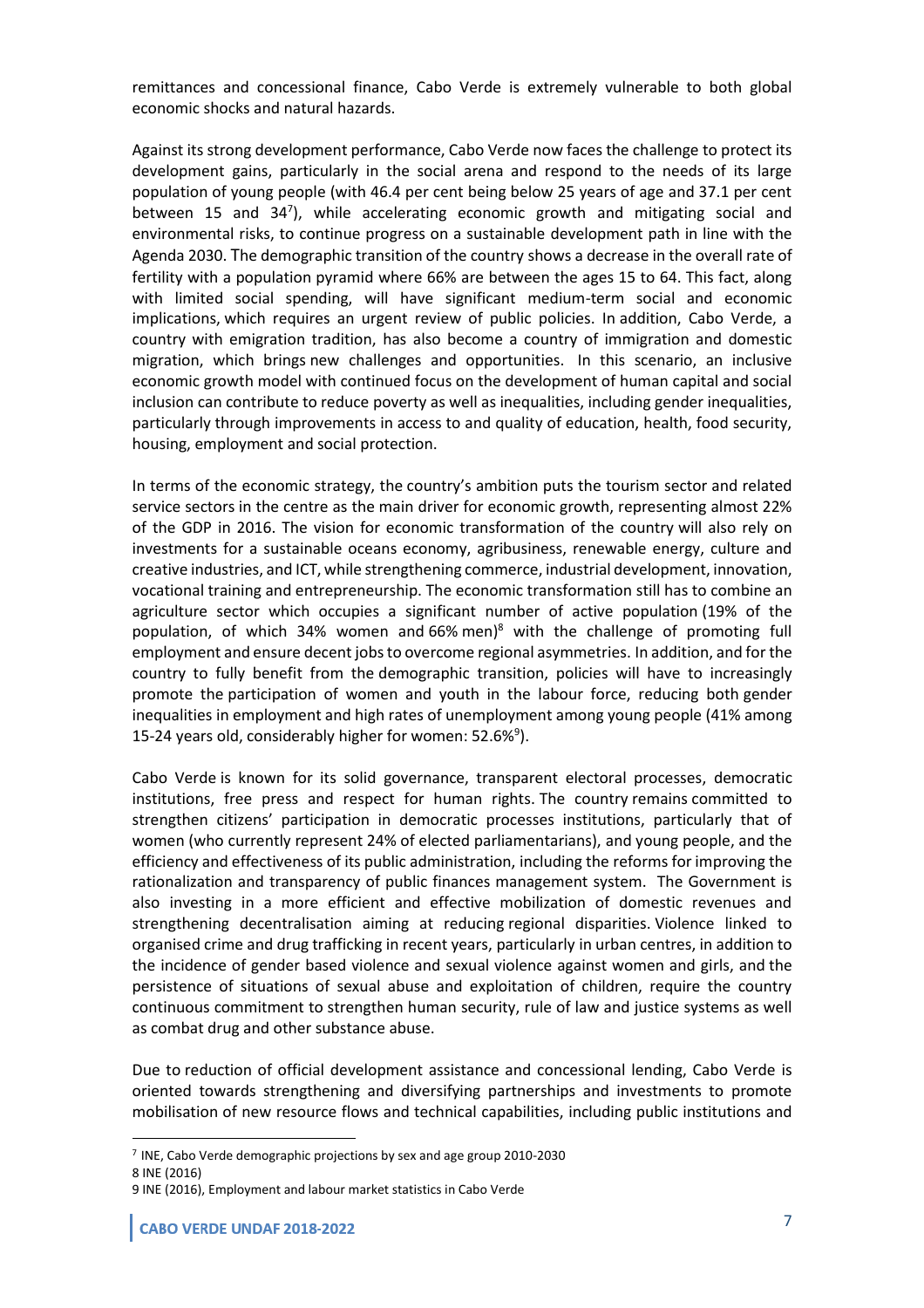remittances and concessional finance, Cabo Verde is extremely vulnerable to both global economic shocks and natural hazards.

Against its strong development performance, Cabo Verde now faces the challenge to protect its development gains, particularly in the social arena and respond to the needs of its large population of young people (with 46.4 per cent being below 25 years of age and 37.1 per cent between 15 and 34[7]), while accelerating economic growth and mitigating social and environmental risks, to continue progress on a sustainable development path in line with the Agenda 2030. The demographic transition of the country shows a decrease in the overall rate of fertility with a population pyramid where 66% are between the ages 15 to 64. This fact, along with limited social spending, will have significant medium-term social and economic implications, which requires an urgent review of public policies. In addition, Cabo Verde, a country with emigration tradition, has also become a country of immigration and domestic migration, which brings new challenges and opportunities. In this scenario, an inclusive economic growth model with continued focus on the development of human capital and social inclusion can contribute to reduce poverty as well as inequalities, including gender inequalities, particularly through improvements in access to and quality of education, health, food security, housing, employment and social protection.

In terms of the economic strategy, the country's ambition puts the tourism sector and related service sectors in the centre as the main driver for economic growth, representing almost 22% of the GDP in 2016. The vision for economic transformation of the country will also rely on investments for a sustainable oceans economy, agribusiness, renewable energy, culture and creative industries, and ICT, while strengthening commerce, industrial development, innovation, vocational training and entrepreneurship. The economic transformation still has to combine an agriculture sector which occupies a significant number of active population (19% of the population, of which 34% women and 66% men)[8] with the challenge of promoting full employment and ensure decent jobs to overcome regional asymmetries. In addition, and for the country to fully benefit from the demographic transition, policies will have to increasingly promote the participation of women and youth in the labour force, reducing both gender inequalities in employment and high rates of unemployment among young people (41% among 15-24 years old, considerably higher for women: 52.6%[9]).

Cabo Verde is known for its solid governance, transparent electoral processes, democratic institutions, free press and respect for human rights. The country remains committed to strengthen citizens' participation in democratic processes institutions, particularly that of women (who currently represent 24% of elected parliamentarians), and young people, and the efficiency and effectiveness of its public administration, including the reforms for improving the rationalization and transparency of public finances management system. The Government is also investing in a more efficient and effective mobilization of domestic revenues and strengthening decentralisation aiming at reducing regional disparities. Violence linked to organised crime and drug trafficking in recent years, particularly in urban centres, in addition to the incidence of gender based violence and sexual violence against women and girls, and the persistence of situations of sexual abuse and exploitation of children, require the country continuous commitment to strengthen human security, rule of law and justice systems as well as combat drug and other substance abuse.

Due to reduction of official development assistance and concessional lending, Cabo Verde is oriented towards strengthening and diversifying partnerships and investments to promote mobilisation of new resource flows and technical capabilities, including public institutions and

---

[7] INE, Cabo Verde demographic projections by sex and age group 2010-2030

[8] INE (2016)

[9] INE (2016), Employment and labour market statistics in Cabo Verde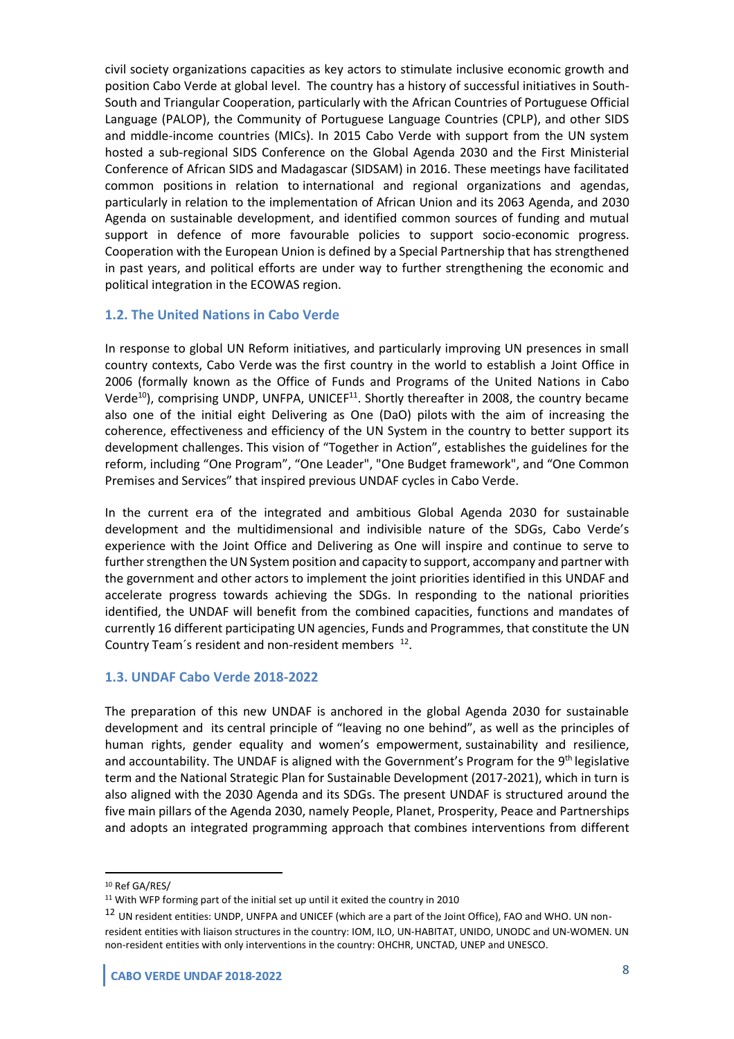civil society organizations capacities as key actors to stimulate inclusive economic growth and position Cabo Verde at global level. The country has a history of successful initiatives in South-South and Triangular Cooperation, particularly with the African Countries of Portuguese Official Language (PALOP), the Community of Portuguese Language Countries (CPLP), and other SIDS and middle-income countries (MICs). In 2015 Cabo Verde with support from the UN system hosted a sub-regional SIDS Conference on the Global Agenda 2030 and the First Ministerial Conference of African SIDS and Madagascar (SIDSAM) in 2016. These meetings have facilitated common positions in relation to international and regional organizations and agendas, particularly in relation to the implementation of African Union and its 2063 Agenda, and 2030 Agenda on sustainable development, and identified common sources of funding and mutual support in defence of more favourable policies to support socio-economic progress. Cooperation with the European Union is defined by a Special Partnership that has strengthened in past years, and political efforts are under way to further strengthening the economic and political integration in the ECOWAS region.

### 1.2. The United Nations in Cabo Verde

In response to global UN Reform initiatives, and particularly improving UN presences in small country contexts, Cabo Verde was the first country in the world to establish a Joint Office in 2006 (formally known as the Office of Funds and Programs of the United Nations in Cabo Verde[10]), comprising UNDP, UNFPA, UNICEF[11]. Shortly thereafter in 2008, the country became also one of the initial eight Delivering as One (DaO) pilots with the aim of increasing the coherence, effectiveness and efficiency of the UN System in the country to better support its development challenges. This vision of "Together in Action", establishes the guidelines for the reform, including "One Program", "One Leader", "One Budget framework", and "One Common Premises and Services" that inspired previous UNDAF cycles in Cabo Verde.

In the current era of the integrated and ambitious Global Agenda 2030 for sustainable development and the multidimensional and indivisible nature of the SDGs, Cabo Verde's experience with the Joint Office and Delivering as One will inspire and continue to serve to further strengthen the UN System position and capacity to support, accompany and partner with the government and other actors to implement the joint priorities identified in this UNDAF and accelerate progress towards achieving the SDGs. In responding to the national priorities identified, the UNDAF will benefit from the combined capacities, functions and mandates of currently 16 different participating UN agencies, Funds and Programmes, that constitute the UN Country Team´s resident and non-resident members [12].

### 1.3. UNDAF Cabo Verde 2018-2022

The preparation of this new UNDAF is anchored in the global Agenda 2030 for sustainable development and its central principle of "leaving no one behind", as well as the principles of human rights, gender equality and women's empowerment, sustainability and resilience, and accountability. The UNDAF is aligned with the Government's Program for the 9th legislative term and the National Strategic Plan for Sustainable Development (2017-2021), which in turn is also aligned with the 2030 Agenda and its SDGs. The present UNDAF is structured around the five main pillars of the Agenda 2030, namely People, Planet, Prosperity, Peace and Partnerships and adopts an integrated programming approach that combines interventions from different

---

[10] Ref GA/RES/

[11] With WFP forming part of the initial set up until it exited the country in 2010

[12] UN resident entities: UNDP, UNFPA and UNICEF (which are a part of the Joint Office), FAO and WHO. UN non-resident entities with liaison structures in the country: IOM, ILO, UN-HABITAT, UNIDO, UNODC and UN-WOMEN. UN non-resident entities with only interventions in the country: OHCHR, UNCTAD, UNEP and UNESCO.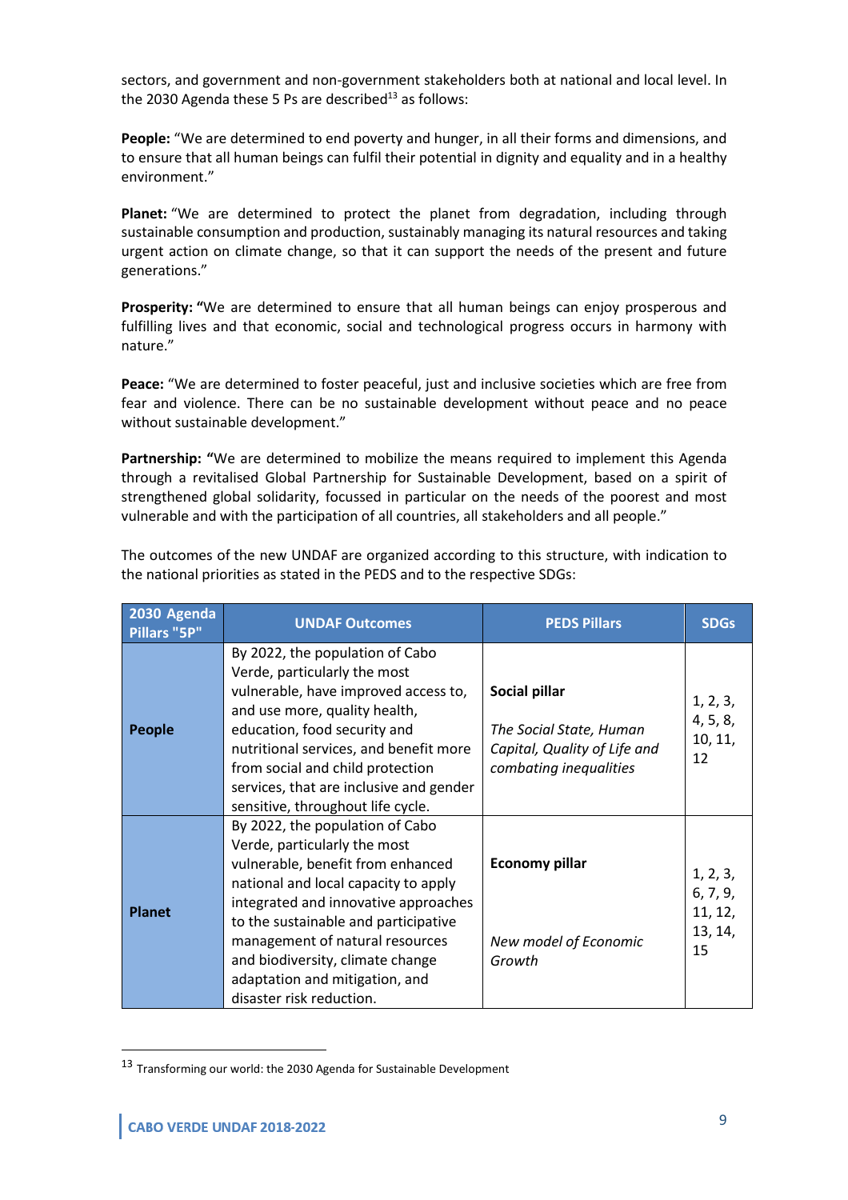sectors, and government and non-government stakeholders both at national and local level. In the 2030 Agenda these 5 Ps are described[13] as follows:

**People:** "We are determined to end poverty and hunger, in all their forms and dimensions, and to ensure that all human beings can fulfil their potential in dignity and equality and in a healthy environment."

**Planet:** "We are determined to protect the planet from degradation, including through sustainable consumption and production, sustainably managing its natural resources and taking urgent action on climate change, so that it can support the needs of the present and future generations."

**Prosperity:** "We are determined to ensure that all human beings can enjoy prosperous and fulfilling lives and that economic, social and technological progress occurs in harmony with nature."

**Peace:** "We are determined to foster peaceful, just and inclusive societies which are free from fear and violence. There can be no sustainable development without peace and no peace without sustainable development."

**Partnership:** "We are determined to mobilize the means required to implement this Agenda through a revitalised Global Partnership for Sustainable Development, based on a spirit of strengthened global solidarity, focussed in particular on the needs of the poorest and most vulnerable and with the participation of all countries, all stakeholders and all people."

The outcomes of the new UNDAF are organized according to this structure, with indication to the national priorities as stated in the PEDS and to the respective SDGs:

| 2030 Agenda Pillars "5P" | UNDAF Outcomes | PEDS Pillars | SDGs |
|---|---|---|---|
| **People** | By 2022, the population of Cabo Verde, particularly the most vulnerable, have improved access to, and use more, quality health, education, food security and nutritional services, and benefit more from social and child protection services, that are inclusive and gender sensitive, throughout life cycle. | **Social pillar**<br><br>*The Social State, Human Capital, Quality of Life and combating inequalities* | 1, 2, 3, 4, 5, 8, 10, 11, 12 |
| **Planet** | By 2022, the population of Cabo Verde, particularly the most vulnerable, benefit from enhanced national and local capacity to apply integrated and innovative approaches to the sustainable and participative management of natural resources and biodiversity, climate change adaptation and mitigation, and disaster risk reduction. | **Economy pillar**<br><br>*New model of Economic Growth* | 1, 2, 3, 6, 7, 9, 11, 12, 13, 14, 15 |

[13] Transforming our world: the 2030 Agenda for Sustainable Development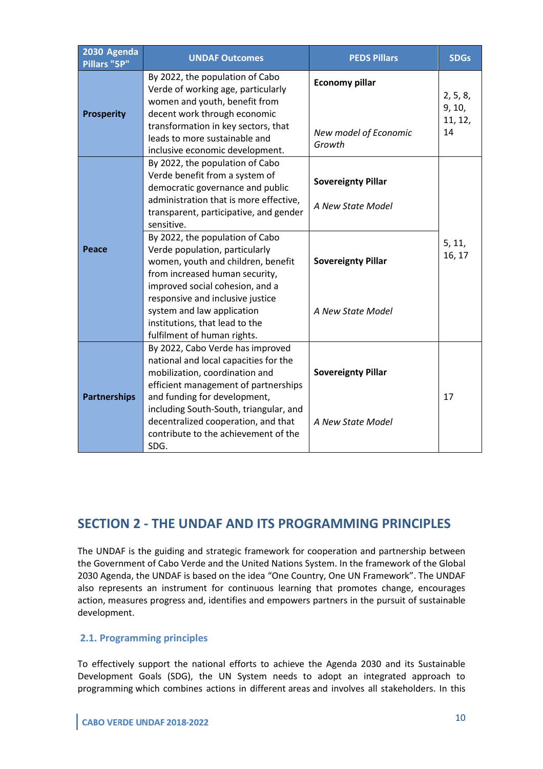| 2030 Agenda Pillars "5P" | UNDAF Outcomes | PEDS Pillars | SDGs |
|---|---|---|---|
| **Prosperity** | By 2022, the population of Cabo Verde of working age, particularly women and youth, benefit from decent work through economic transformation in key sectors, that leads to more sustainable and inclusive economic development. | **Economy pillar**<br><br>*New model of Economic Growth* | 2, 5, 8, 9, 10, 11, 12, 14 |
| **Peace** | By 2022, the population of Cabo Verde benefit from a system of democratic governance and public administration that is more effective, transparent, participative, and gender sensitive. | **Sovereignty Pillar**<br><br>*A New State Model* | 5, 11, 16, 17 |
| | By 2022, the population of Cabo Verde population, particularly women, youth and children, benefit from increased human security, improved social cohesion, and a responsive and inclusive justice system and law application institutions, that lead to the fulfilment of human rights. | **Sovereignty Pillar**<br><br>*A New State Model* | |
| **Partnerships** | By 2022, Cabo Verde has improved national and local capacities for the mobilization, coordination and efficient management of partnerships and funding for development, including South-South, triangular, and decentralized cooperation, and that contribute to the achievement of the SDG. | **Sovereignty Pillar**<br><br>*A New State Model* | 17 |

## SECTION 2 - THE UNDAF AND ITS PROGRAMMING PRINCIPLES

The UNDAF is the guiding and strategic framework for cooperation and partnership between the Government of Cabo Verde and the United Nations System. In the framework of the Global 2030 Agenda, the UNDAF is based on the idea "One Country, One UN Framework". The UNDAF also represents an instrument for continuous learning that promotes change, encourages action, measures progress and, identifies and empowers partners in the pursuit of sustainable development.

### 2.1. Programming principles

To effectively support the national efforts to achieve the Agenda 2030 and its Sustainable Development Goals (SDG), the UN System needs to adopt an integrated approach to programming which combines actions in different areas and involves all stakeholders. In this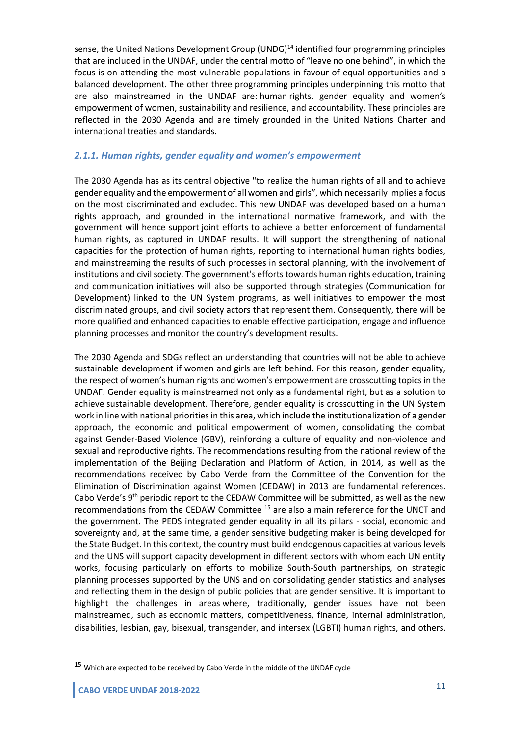sense, the United Nations Development Group (UNDG)[14] identified four programming principles that are included in the UNDAF, under the central motto of "leave no one behind", in which the focus is on attending the most vulnerable populations in favour of equal opportunities and a balanced development. The other three programming principles underpinning this motto that are also mainstreamed in the UNDAF are: human rights, gender equality and women's empowerment of women, sustainability and resilience, and accountability. These principles are reflected in the 2030 Agenda and are timely grounded in the United Nations Charter and international treaties and standards.

### *2.1.1. Human rights, gender equality and women's empowerment*

The 2030 Agenda has as its central objective "to realize the human rights of all and to achieve gender equality and the empowerment of all women and girls", which necessarily implies a focus on the most discriminated and excluded. This new UNDAF was developed based on a human rights approach, and grounded in the international normative framework, and with the government will hence support joint efforts to achieve a better enforcement of fundamental human rights, as captured in UNDAF results. It will support the strengthening of national capacities for the protection of human rights, reporting to international human rights bodies, and mainstreaming the results of such processes in sectoral planning, with the involvement of institutions and civil society. The government's efforts towards human rights education, training and communication initiatives will also be supported through strategies (Communication for Development) linked to the UN System programs, as well initiatives to empower the most discriminated groups, and civil society actors that represent them. Consequently, there will be more qualified and enhanced capacities to enable effective participation, engage and influence planning processes and monitor the country's development results.

The 2030 Agenda and SDGs reflect an understanding that countries will not be able to achieve sustainable development if women and girls are left behind. For this reason, gender equality, the respect of women's human rights and women's empowerment are crosscutting topics in the UNDAF. Gender equality is mainstreamed not only as a fundamental right, but as a solution to achieve sustainable development. Therefore, gender equality is crosscutting in the UN System work in line with national priorities in this area, which include the institutionalization of a gender approach, the economic and political empowerment of women, consolidating the combat against Gender-Based Violence (GBV), reinforcing a culture of equality and non-violence and sexual and reproductive rights. The recommendations resulting from the national review of the implementation of the Beijing Declaration and Platform of Action, in 2014, as well as the recommendations received by Cabo Verde from the Committee of the Convention for the Elimination of Discrimination against Women (CEDAW) in 2013 are fundamental references. Cabo Verde's 9th periodic report to the CEDAW Committee will be submitted, as well as the new recommendations from the CEDAW Committee [15] are also a main reference for the UNCT and the government. The PEDS integrated gender equality in all its pillars - social, economic and sovereignty and, at the same time, a gender sensitive budgeting maker is being developed for the State Budget. In this context, the country must build endogenous capacities at various levels and the UNS will support capacity development in different sectors with whom each UN entity works, focusing particularly on efforts to mobilize South-South partnerships, on strategic planning processes supported by the UNS and on consolidating gender statistics and analyses and reflecting them in the design of public policies that are gender sensitive. It is important to highlight the challenges in areas where, traditionally, gender issues have not been mainstreamed, such as economic matters, competitiveness, finance, internal administration, disabilities, lesbian, gay, bisexual, transgender, and intersex (LGBTI) human rights, and others.

[15] Which are expected to be received by Cabo Verde in the middle of the UNDAF cycle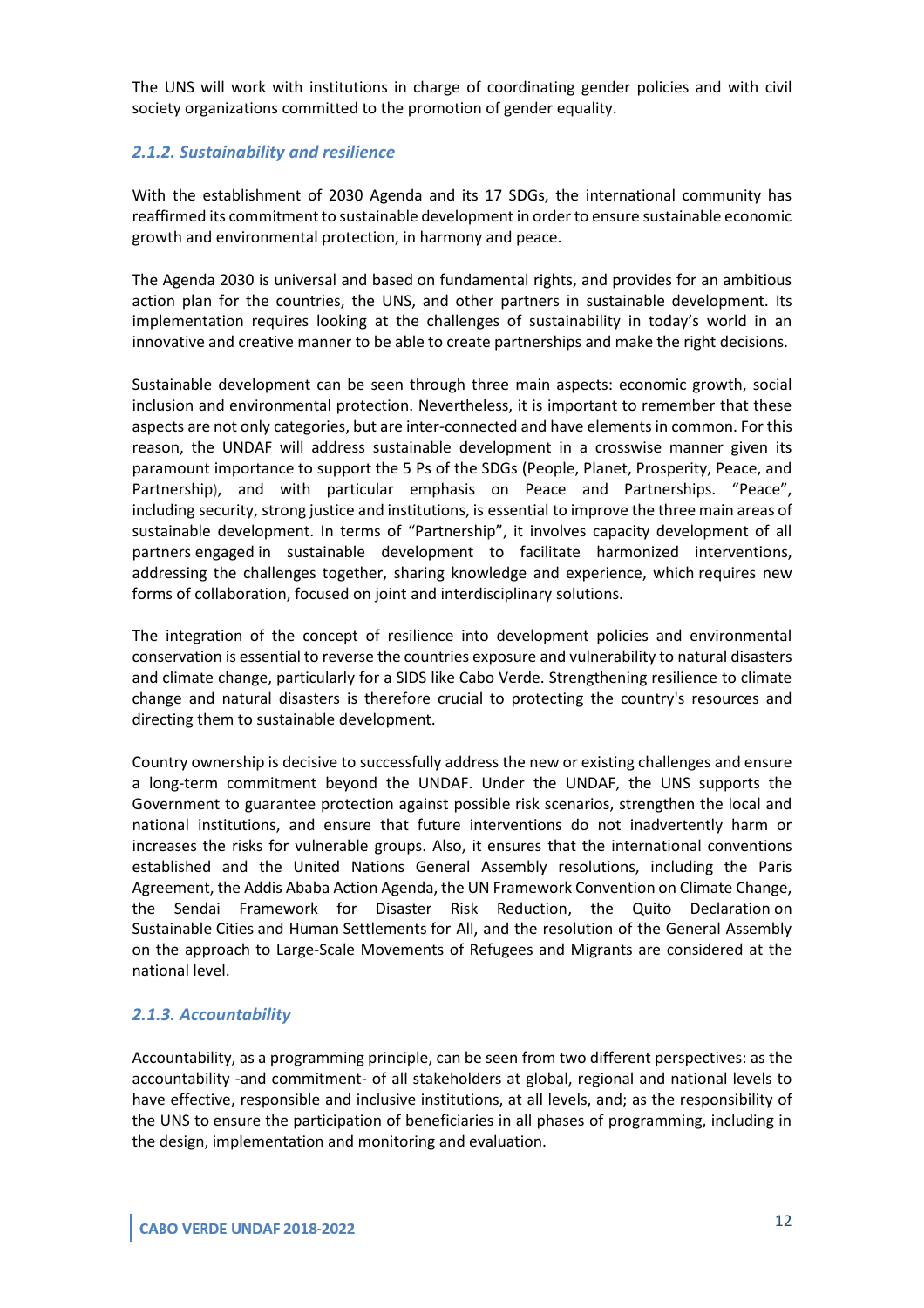The UNS will work with institutions in charge of coordinating gender policies and with civil society organizations committed to the promotion of gender equality.

### *2.1.2. Sustainability and resilience*

With the establishment of 2030 Agenda and its 17 SDGs, the international community has reaffirmed its commitment to sustainable development in order to ensure sustainable economic growth and environmental protection, in harmony and peace.

The Agenda 2030 is universal and based on fundamental rights, and provides for an ambitious action plan for the countries, the UNS, and other partners in sustainable development. Its implementation requires looking at the challenges of sustainability in today's world in an innovative and creative manner to be able to create partnerships and make the right decisions.

Sustainable development can be seen through three main aspects: economic growth, social inclusion and environmental protection. Nevertheless, it is important to remember that these aspects are not only categories, but are inter-connected and have elements in common. For this reason, the UNDAF will address sustainable development in a crosswise manner given its paramount importance to support the 5 Ps of the SDGs (People, Planet, Prosperity, Peace, and Partnership), and with particular emphasis on Peace and Partnerships. "Peace", including security, strong justice and institutions, is essential to improve the three main areas of sustainable development. In terms of "Partnership", it involves capacity development of all partners engaged in sustainable development to facilitate harmonized interventions, addressing the challenges together, sharing knowledge and experience, which requires new forms of collaboration, focused on joint and interdisciplinary solutions.

The integration of the concept of resilience into development policies and environmental conservation is essential to reverse the countries exposure and vulnerability to natural disasters and climate change, particularly for a SIDS like Cabo Verde. Strengthening resilience to climate change and natural disasters is therefore crucial to protecting the country's resources and directing them to sustainable development.

Country ownership is decisive to successfully address the new or existing challenges and ensure a long-term commitment beyond the UNDAF. Under the UNDAF, the UNS supports the Government to guarantee protection against possible risk scenarios, strengthen the local and national institutions, and ensure that future interventions do not inadvertently harm or increases the risks for vulnerable groups. Also, it ensures that the international conventions established and the United Nations General Assembly resolutions, including the Paris Agreement, the Addis Ababa Action Agenda, the UN Framework Convention on Climate Change, the Sendai Framework for Disaster Risk Reduction, the Quito Declaration on Sustainable Cities and Human Settlements for All, and the resolution of the General Assembly on the approach to Large-Scale Movements of Refugees and Migrants are considered at the national level.

### *2.1.3. Accountability*

Accountability, as a programming principle, can be seen from two different perspectives: as the accountability -and commitment- of all stakeholders at global, regional and national levels to have effective, responsible and inclusive institutions, at all levels, and; as the responsibility of the UNS to ensure the participation of beneficiaries in all phases of programming, including in the design, implementation and monitoring and evaluation.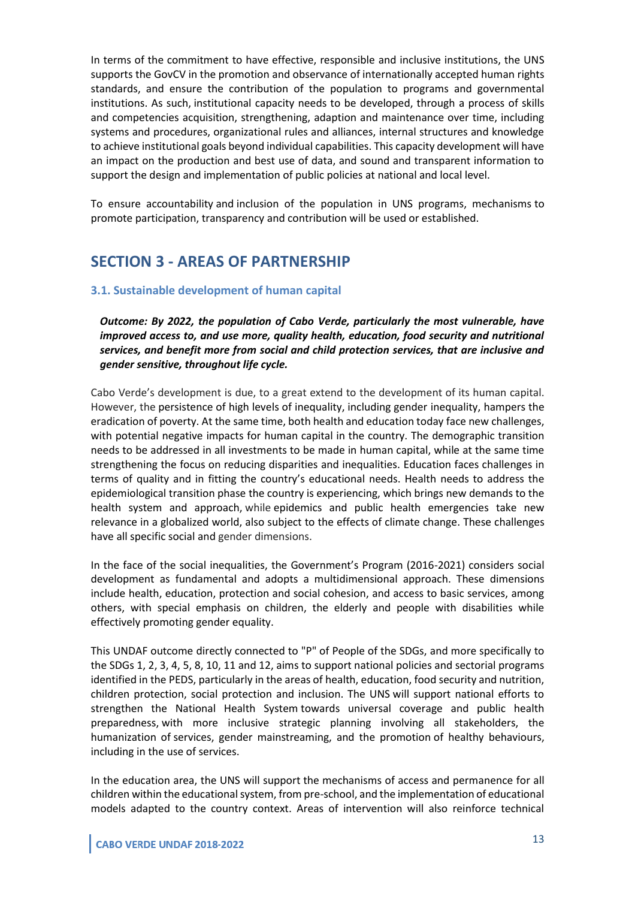In terms of the commitment to have effective, responsible and inclusive institutions, the UNS supports the GovCV in the promotion and observance of internationally accepted human rights standards, and ensure the contribution of the population to programs and governmental institutions. As such, institutional capacity needs to be developed, through a process of skills and competencies acquisition, strengthening, adaption and maintenance over time, including systems and procedures, organizational rules and alliances, internal structures and knowledge to achieve institutional goals beyond individual capabilities. This capacity development will have an impact on the production and best use of data, and sound and transparent information to support the design and implementation of public policies at national and local level.

To ensure accountability and inclusion of the population in UNS programs, mechanisms to promote participation, transparency and contribution will be used or established.

## SECTION 3 - AREAS OF PARTNERSHIP

### 3.1. Sustainable development of human capital

***Outcome: By 2022, the population of Cabo Verde, particularly the most vulnerable, have improved access to, and use more, quality health, education, food security and nutritional services, and benefit more from social and child protection services, that are inclusive and gender sensitive, throughout life cycle.***

Cabo Verde's development is due, to a great extend to the development of its human capital. However, the persistence of high levels of inequality, including gender inequality, hampers the eradication of poverty. At the same time, both health and education today face new challenges, with potential negative impacts for human capital in the country. The demographic transition needs to be addressed in all investments to be made in human capital, while at the same time strengthening the focus on reducing disparities and inequalities. Education faces challenges in terms of quality and in fitting the country's educational needs. Health needs to address the epidemiological transition phase the country is experiencing, which brings new demands to the health system and approach, while epidemics and public health emergencies take new relevance in a globalized world, also subject to the effects of climate change. These challenges have all specific social and gender dimensions.

In the face of the social inequalities, the Government's Program (2016-2021) considers social development as fundamental and adopts a multidimensional approach. These dimensions include health, education, protection and social cohesion, and access to basic services, among others, with special emphasis on children, the elderly and people with disabilities while effectively promoting gender equality.

This UNDAF outcome directly connected to "P" of People of the SDGs, and more specifically to the SDGs 1, 2, 3, 4, 5, 8, 10, 11 and 12, aims to support national policies and sectorial programs identified in the PEDS, particularly in the areas of health, education, food security and nutrition, children protection, social protection and inclusion. The UNS will support national efforts to strengthen the National Health System towards universal coverage and public health preparedness, with more inclusive strategic planning involving all stakeholders, the humanization of services, gender mainstreaming, and the promotion of healthy behaviours, including in the use of services.

In the education area, the UNS will support the mechanisms of access and permanence for all children within the educational system, from pre-school, and the implementation of educational models adapted to the country context. Areas of intervention will also reinforce technical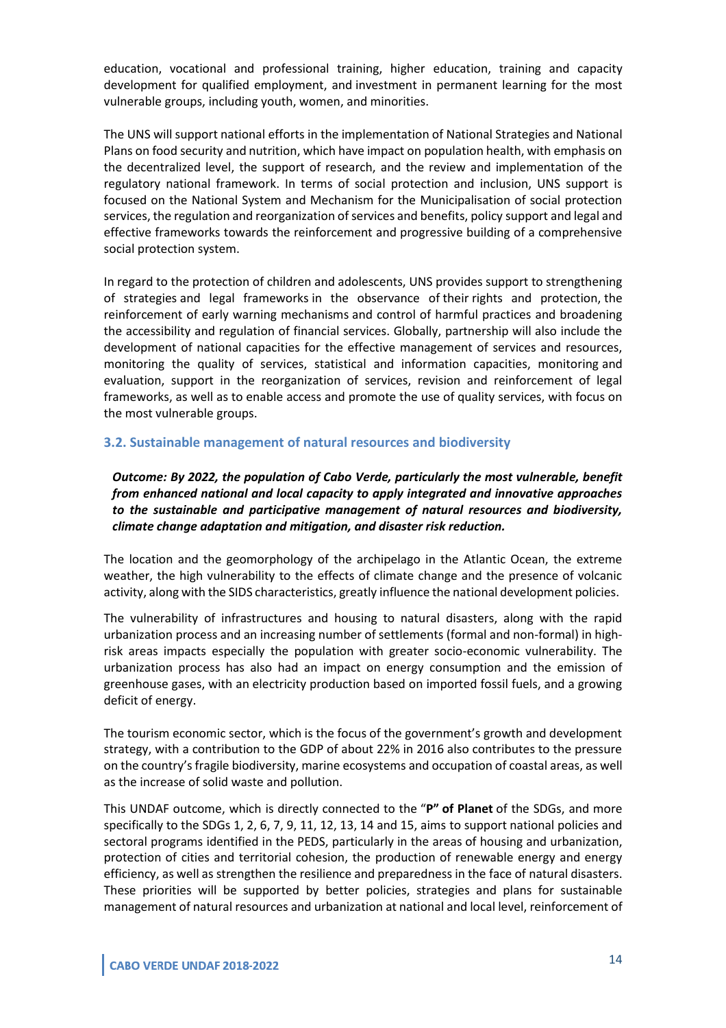education, vocational and professional training, higher education, training and capacity development for qualified employment, and investment in permanent learning for the most vulnerable groups, including youth, women, and minorities.

The UNS will support national efforts in the implementation of National Strategies and National Plans on food security and nutrition, which have impact on population health, with emphasis on the decentralized level, the support of research, and the review and implementation of the regulatory national framework. In terms of social protection and inclusion, UNS support is focused on the National System and Mechanism for the Municipalisation of social protection services, the regulation and reorganization of services and benefits, policy support and legal and effective frameworks towards the reinforcement and progressive building of a comprehensive social protection system.

In regard to the protection of children and adolescents, UNS provides support to strengthening of strategies and legal frameworks in the observance of their rights and protection, the reinforcement of early warning mechanisms and control of harmful practices and broadening the accessibility and regulation of financial services. Globally, partnership will also include the development of national capacities for the effective management of services and resources, monitoring the quality of services, statistical and information capacities, monitoring and evaluation, support in the reorganization of services, revision and reinforcement of legal frameworks, as well as to enable access and promote the use of quality services, with focus on the most vulnerable groups.

### 3.2. Sustainable management of natural resources and biodiversity

***Outcome: By 2022, the population of Cabo Verde, particularly the most vulnerable, benefit from enhanced national and local capacity to apply integrated and innovative approaches to the sustainable and participative management of natural resources and biodiversity, climate change adaptation and mitigation, and disaster risk reduction.***

The location and the geomorphology of the archipelago in the Atlantic Ocean, the extreme weather, the high vulnerability to the effects of climate change and the presence of volcanic activity, along with the SIDS characteristics, greatly influence the national development policies.

The vulnerability of infrastructures and housing to natural disasters, along with the rapid urbanization process and an increasing number of settlements (formal and non-formal) in high-risk areas impacts especially the population with greater socio-economic vulnerability. The urbanization process has also had an impact on energy consumption and the emission of greenhouse gases, with an electricity production based on imported fossil fuels, and a growing deficit of energy.

The tourism economic sector, which is the focus of the government's growth and development strategy, with a contribution to the GDP of about 22% in 2016 also contributes to the pressure on the country's fragile biodiversity, marine ecosystems and occupation of coastal areas, as well as the increase of solid waste and pollution.

This UNDAF outcome, which is directly connected to the "**P" of Planet** of the SDGs, and more specifically to the SDGs 1, 2, 6, 7, 9, 11, 12, 13, 14 and 15, aims to support national policies and sectoral programs identified in the PEDS, particularly in the areas of housing and urbanization, protection of cities and territorial cohesion, the production of renewable energy and energy efficiency, as well as strengthen the resilience and preparedness in the face of natural disasters. These priorities will be supported by better policies, strategies and plans for sustainable management of natural resources and urbanization at national and local level, reinforcement of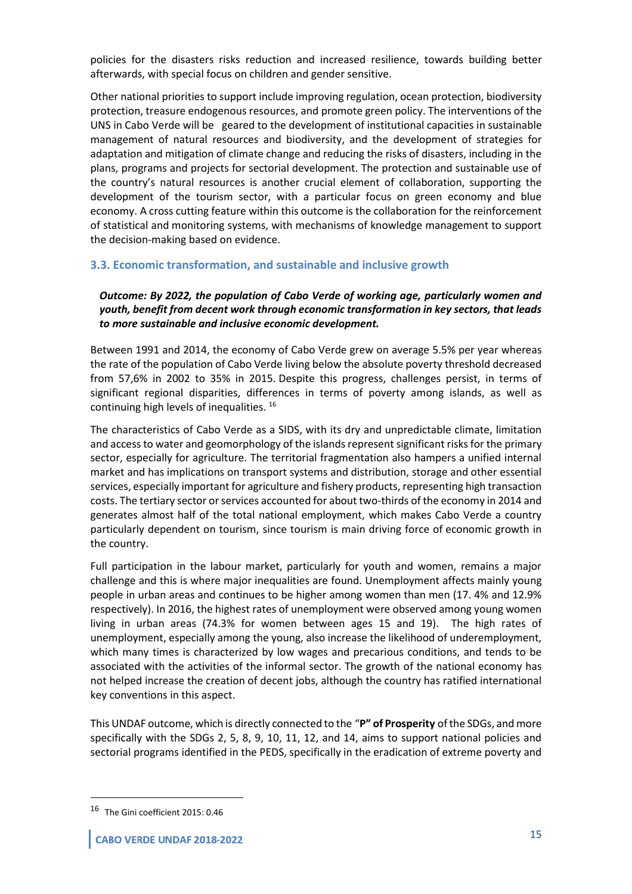policies for the disasters risks reduction and increased resilience, towards building better afterwards, with special focus on children and gender sensitive.

Other national priorities to support include improving regulation, ocean protection, biodiversity protection, treasure endogenous resources, and promote green policy. The interventions of the UNS in Cabo Verde will be geared to the development of institutional capacities in sustainable management of natural resources and biodiversity, and the development of strategies for adaptation and mitigation of climate change and reducing the risks of disasters, including in the plans, programs and projects for sectorial development. The protection and sustainable use of the country's natural resources is another crucial element of collaboration, supporting the development of the tourism sector, with a particular focus on green economy and blue economy. A cross cutting feature within this outcome is the collaboration for the reinforcement of statistical and monitoring systems, with mechanisms of knowledge management to support the decision-making based on evidence.

### 3.3. Economic transformation, and sustainable and inclusive growth

***Outcome: By 2022, the population of Cabo Verde of working age, particularly women and youth, benefit from decent work through economic transformation in key sectors, that leads to more sustainable and inclusive economic development.***

Between 1991 and 2014, the economy of Cabo Verde grew on average 5.5% per year whereas the rate of the population of Cabo Verde living below the absolute poverty threshold decreased from 57,6% in 2002 to 35% in 2015. Despite this progress, challenges persist, in terms of significant regional disparities, differences in terms of poverty among islands, as well as continuing high levels of inequalities. [16]

The characteristics of Cabo Verde as a SIDS, with its dry and unpredictable climate, limitation and access to water and geomorphology of the islands represent significant risks for the primary sector, especially for agriculture. The territorial fragmentation also hampers a unified internal market and has implications on transport systems and distribution, storage and other essential services, especially important for agriculture and fishery products, representing high transaction costs. The tertiary sector or services accounted for about two-thirds of the economy in 2014 and generates almost half of the total national employment, which makes Cabo Verde a country particularly dependent on tourism, since tourism is main driving force of economic growth in the country.

Full participation in the labour market, particularly for youth and women, remains a major challenge and this is where major inequalities are found. Unemployment affects mainly young people in urban areas and continues to be higher among women than men (17. 4% and 12.9% respectively). In 2016, the highest rates of unemployment were observed among young women living in urban areas (74.3% for women between ages 15 and 19). The high rates of unemployment, especially among the young, also increase the likelihood of underemployment, which many times is characterized by low wages and precarious conditions, and tends to be associated with the activities of the informal sector. The growth of the national economy has not helped increase the creation of decent jobs, although the country has ratified international key conventions in this aspect.

This UNDAF outcome, which is directly connected to the "**P" of Prosperity** of the SDGs, and more specifically with the SDGs 2, 5, 8, 9, 10, 11, 12, and 14, aims to support national policies and sectorial programs identified in the PEDS, specifically in the eradication of extreme poverty and

---

[16] The Gini coefficient 2015: 0.46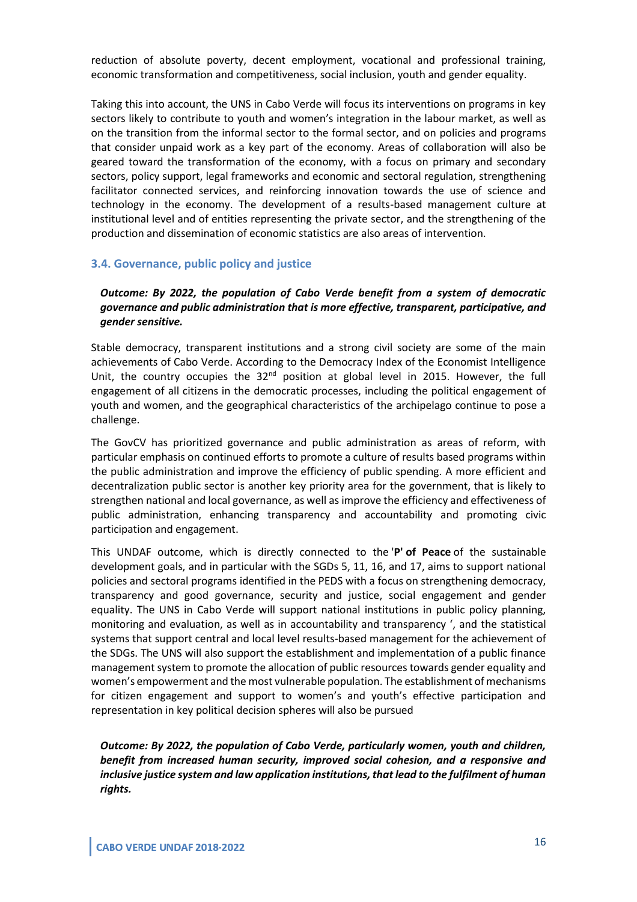reduction of absolute poverty, decent employment, vocational and professional training, economic transformation and competitiveness, social inclusion, youth and gender equality.

Taking this into account, the UNS in Cabo Verde will focus its interventions on programs in key sectors likely to contribute to youth and women's integration in the labour market, as well as on the transition from the informal sector to the formal sector, and on policies and programs that consider unpaid work as a key part of the economy. Areas of collaboration will also be geared toward the transformation of the economy, with a focus on primary and secondary sectors, policy support, legal frameworks and economic and sectoral regulation, strengthening facilitator connected services, and reinforcing innovation towards the use of science and technology in the economy. The development of a results-based management culture at institutional level and of entities representing the private sector, and the strengthening of the production and dissemination of economic statistics are also areas of intervention.

### 3.4. Governance, public policy and justice

***Outcome: By 2022, the population of Cabo Verde benefit from a system of democratic governance and public administration that is more effective, transparent, participative, and gender sensitive.***

Stable democracy, transparent institutions and a strong civil society are some of the main achievements of Cabo Verde. According to the Democracy Index of the Economist Intelligence Unit, the country occupies the 32nd position at global level in 2015. However, the full engagement of all citizens in the democratic processes, including the political engagement of youth and women, and the geographical characteristics of the archipelago continue to pose a challenge.

The GovCV has prioritized governance and public administration as areas of reform, with particular emphasis on continued efforts to promote a culture of results based programs within the public administration and improve the efficiency of public spending. A more efficient and decentralization public sector is another key priority area for the government, that is likely to strengthen national and local governance, as well as improve the efficiency and effectiveness of public administration, enhancing transparency and accountability and promoting civic participation and engagement.

This UNDAF outcome, which is directly connected to the '**P' of Peace** of the sustainable development goals, and in particular with the SGDs 5, 11, 16, and 17, aims to support national policies and sectoral programs identified in the PEDS with a focus on strengthening democracy, transparency and good governance, security and justice, social engagement and gender equality. The UNS in Cabo Verde will support national institutions in public policy planning, monitoring and evaluation, as well as in accountability and transparency ', and the statistical systems that support central and local level results-based management for the achievement of the SDGs. The UNS will also support the establishment and implementation of a public finance management system to promote the allocation of public resources towards gender equality and women's empowerment and the most vulnerable population. The establishment of mechanisms for citizen engagement and support to women's and youth's effective participation and representation in key political decision spheres will also be pursued

***Outcome: By 2022, the population of Cabo Verde, particularly women, youth and children, benefit from increased human security, improved social cohesion, and a responsive and inclusive justice system and law application institutions, that lead to the fulfilment of human rights.***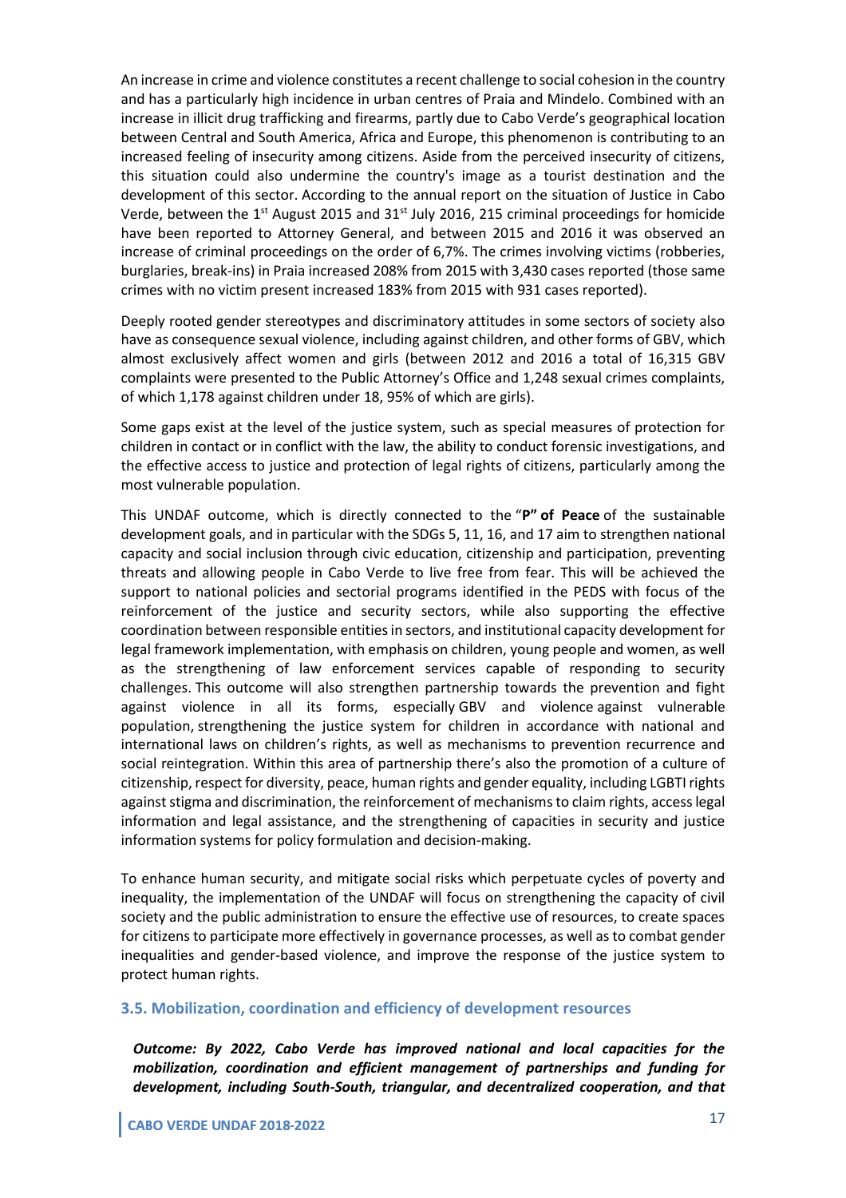An increase in crime and violence constitutes a recent challenge to social cohesion in the country and has a particularly high incidence in urban centres of Praia and Mindelo. Combined with an increase in illicit drug trafficking and firearms, partly due to Cabo Verde's geographical location between Central and South America, Africa and Europe, this phenomenon is contributing to an increased feeling of insecurity among citizens. Aside from the perceived insecurity of citizens, this situation could also undermine the country's image as a tourist destination and the development of this sector. According to the annual report on the situation of Justice in Cabo Verde, between the 1st August 2015 and 31st July 2016, 215 criminal proceedings for homicide have been reported to Attorney General, and between 2015 and 2016 it was observed an increase of criminal proceedings on the order of 6,7%. The crimes involving victims (robberies, burglaries, break-ins) in Praia increased 208% from 2015 with 3,430 cases reported (those same crimes with no victim present increased 183% from 2015 with 931 cases reported).

Deeply rooted gender stereotypes and discriminatory attitudes in some sectors of society also have as consequence sexual violence, including against children, and other forms of GBV, which almost exclusively affect women and girls (between 2012 and 2016 a total of 16,315 GBV complaints were presented to the Public Attorney's Office and 1,248 sexual crimes complaints, of which 1,178 against children under 18, 95% of which are girls).

Some gaps exist at the level of the justice system, such as special measures of protection for children in contact or in conflict with the law, the ability to conduct forensic investigations, and the effective access to justice and protection of legal rights of citizens, particularly among the most vulnerable population.

This UNDAF outcome, which is directly connected to the "**P" of Peace** of the sustainable development goals, and in particular with the SDGs 5, 11, 16, and 17 aim to strengthen national capacity and social inclusion through civic education, citizenship and participation, preventing threats and allowing people in Cabo Verde to live free from fear. This will be achieved the support to national policies and sectorial programs identified in the PEDS with focus of the reinforcement of the justice and security sectors, while also supporting the effective coordination between responsible entities in sectors, and institutional capacity development for legal framework implementation, with emphasis on children, young people and women, as well as the strengthening of law enforcement services capable of responding to security challenges. This outcome will also strengthen partnership towards the prevention and fight against violence in all its forms, especially GBV and violence against vulnerable population, strengthening the justice system for children in accordance with national and international laws on children's rights, as well as mechanisms to prevention recurrence and social reintegration. Within this area of partnership there's also the promotion of a culture of citizenship, respect for diversity, peace, human rights and gender equality, including LGBTI rights against stigma and discrimination, the reinforcement of mechanisms to claim rights, access legal information and legal assistance, and the strengthening of capacities in security and justice information systems for policy formulation and decision-making.

To enhance human security, and mitigate social risks which perpetuate cycles of poverty and inequality, the implementation of the UNDAF will focus on strengthening the capacity of civil society and the public administration to ensure the effective use of resources, to create spaces for citizens to participate more effectively in governance processes, as well as to combat gender inequalities and gender-based violence, and improve the response of the justice system to protect human rights.

### 3.5. Mobilization, coordination and efficiency of development resources

***Outcome: By 2022, Cabo Verde has improved national and local capacities for the mobilization, coordination and efficient management of partnerships and funding for development, including South-South, triangular, and decentralized cooperation, and that***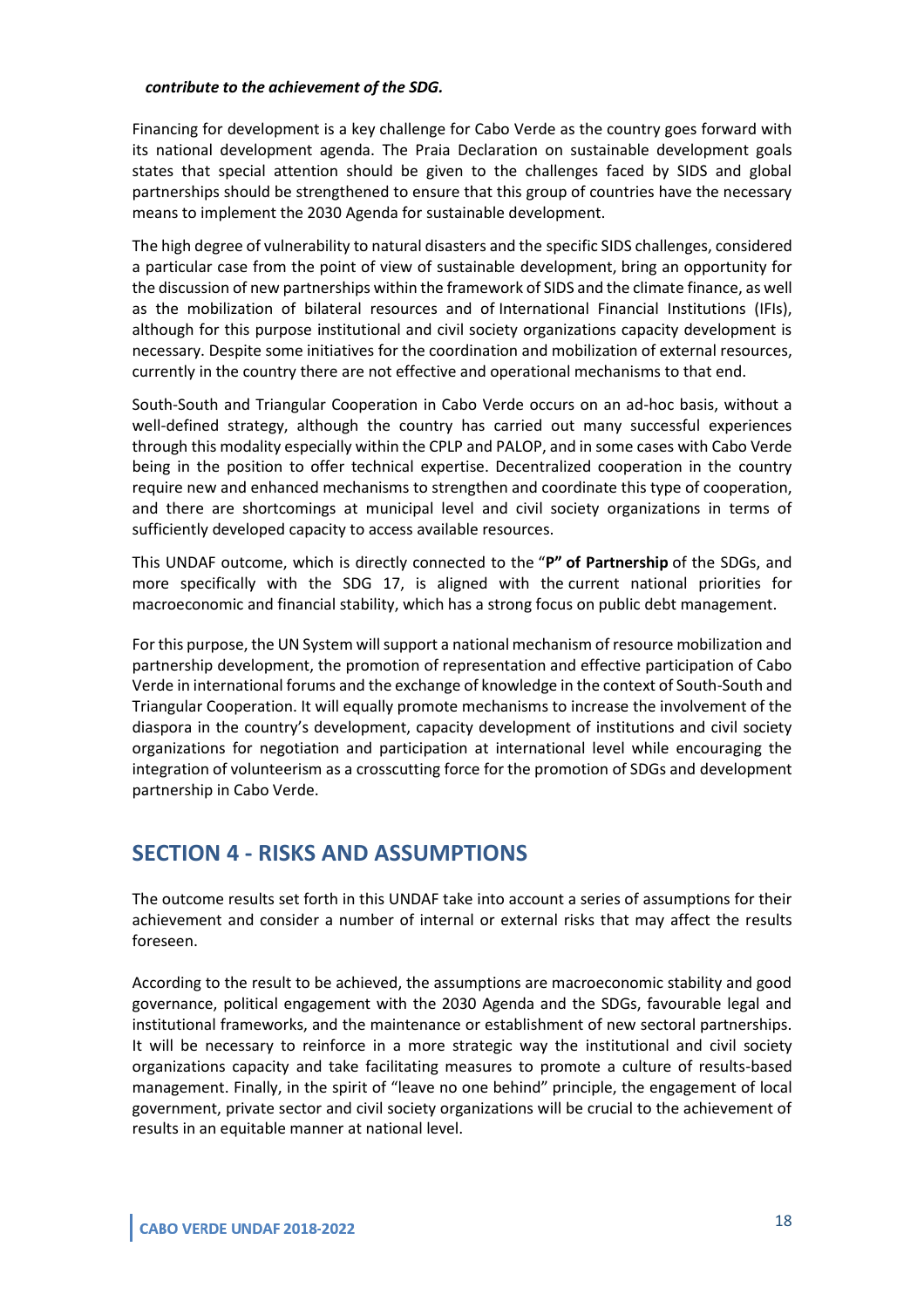***contribute to the achievement of the SDG.***

Financing for development is a key challenge for Cabo Verde as the country goes forward with its national development agenda. The Praia Declaration on sustainable development goals states that special attention should be given to the challenges faced by SIDS and global partnerships should be strengthened to ensure that this group of countries have the necessary means to implement the 2030 Agenda for sustainable development.

The high degree of vulnerability to natural disasters and the specific SIDS challenges, considered a particular case from the point of view of sustainable development, bring an opportunity for the discussion of new partnerships within the framework of SIDS and the climate finance, as well as the mobilization of bilateral resources and of International Financial Institutions (IFIs), although for this purpose institutional and civil society organizations capacity development is necessary. Despite some initiatives for the coordination and mobilization of external resources, currently in the country there are not effective and operational mechanisms to that end.

South-South and Triangular Cooperation in Cabo Verde occurs on an ad-hoc basis, without a well-defined strategy, although the country has carried out many successful experiences through this modality especially within the CPLP and PALOP, and in some cases with Cabo Verde being in the position to offer technical expertise. Decentralized cooperation in the country require new and enhanced mechanisms to strengthen and coordinate this type of cooperation, and there are shortcomings at municipal level and civil society organizations in terms of sufficiently developed capacity to access available resources.

This UNDAF outcome, which is directly connected to the "**P" of Partnership** of the SDGs, and more specifically with the SDG 17, is aligned with the current national priorities for macroeconomic and financial stability, which has a strong focus on public debt management.

For this purpose, the UN System will support a national mechanism of resource mobilization and partnership development, the promotion of representation and effective participation of Cabo Verde in international forums and the exchange of knowledge in the context of South-South and Triangular Cooperation. It will equally promote mechanisms to increase the involvement of the diaspora in the country's development, capacity development of institutions and civil society organizations for negotiation and participation at international level while encouraging the integration of volunteerism as a crosscutting force for the promotion of SDGs and development partnership in Cabo Verde.

## SECTION 4 - RISKS AND ASSUMPTIONS

The outcome results set forth in this UNDAF take into account a series of assumptions for their achievement and consider a number of internal or external risks that may affect the results foreseen.

According to the result to be achieved, the assumptions are macroeconomic stability and good governance, political engagement with the 2030 Agenda and the SDGs, favourable legal and institutional frameworks, and the maintenance or establishment of new sectoral partnerships. It will be necessary to reinforce in a more strategic way the institutional and civil society organizations capacity and take facilitating measures to promote a culture of results-based management. Finally, in the spirit of "leave no one behind" principle, the engagement of local government, private sector and civil society organizations will be crucial to the achievement of results in an equitable manner at national level.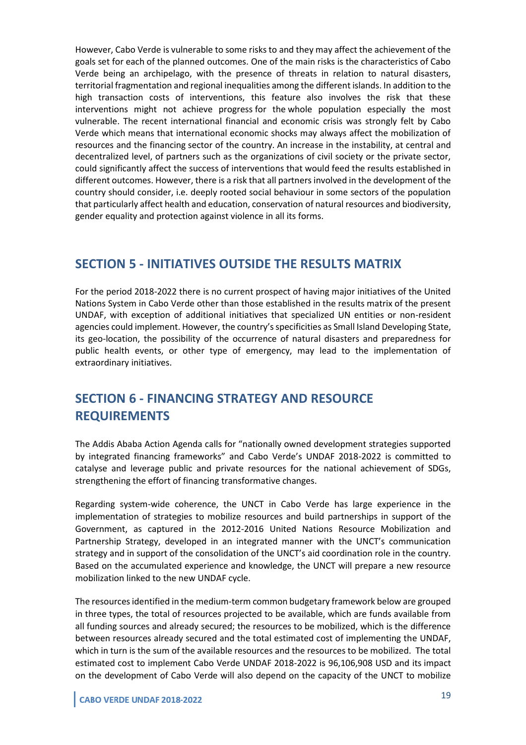However, Cabo Verde is vulnerable to some risks to and they may affect the achievement of the goals set for each of the planned outcomes. One of the main risks is the characteristics of Cabo Verde being an archipelago, with the presence of threats in relation to natural disasters, territorial fragmentation and regional inequalities among the different islands. In addition to the high transaction costs of interventions, this feature also involves the risk that these interventions might not achieve progress for the whole population especially the most vulnerable. The recent international financial and economic crisis was strongly felt by Cabo Verde which means that international economic shocks may always affect the mobilization of resources and the financing sector of the country. An increase in the instability, at central and decentralized level, of partners such as the organizations of civil society or the private sector, could significantly affect the success of interventions that would feed the results established in different outcomes. However, there is a risk that all partners involved in the development of the country should consider, i.e. deeply rooted social behaviour in some sectors of the population that particularly affect health and education, conservation of natural resources and biodiversity, gender equality and protection against violence in all its forms.

## SECTION 5 - INITIATIVES OUTSIDE THE RESULTS MATRIX

For the period 2018-2022 there is no current prospect of having major initiatives of the United Nations System in Cabo Verde other than those established in the results matrix of the present UNDAF, with exception of additional initiatives that specialized UN entities or non-resident agencies could implement. However, the country's specificities as Small Island Developing State, its geo-location, the possibility of the occurrence of natural disasters and preparedness for public health events, or other type of emergency, may lead to the implementation of extraordinary initiatives.

## SECTION 6 - FINANCING STRATEGY AND RESOURCE REQUIREMENTS

The Addis Ababa Action Agenda calls for "nationally owned development strategies supported by integrated financing frameworks" and Cabo Verde's UNDAF 2018-2022 is committed to catalyse and leverage public and private resources for the national achievement of SDGs, strengthening the effort of financing transformative changes.

Regarding system-wide coherence, the UNCT in Cabo Verde has large experience in the implementation of strategies to mobilize resources and build partnerships in support of the Government, as captured in the 2012-2016 United Nations Resource Mobilization and Partnership Strategy, developed in an integrated manner with the UNCT's communication strategy and in support of the consolidation of the UNCT's aid coordination role in the country. Based on the accumulated experience and knowledge, the UNCT will prepare a new resource mobilization linked to the new UNDAF cycle.

The resources identified in the medium-term common budgetary framework below are grouped in three types, the total of resources projected to be available, which are funds available from all funding sources and already secured; the resources to be mobilized, which is the difference between resources already secured and the total estimated cost of implementing the UNDAF, which in turn is the sum of the available resources and the resources to be mobilized. The total estimated cost to implement Cabo Verde UNDAF 2018-2022 is 96,106,908 USD and its impact on the development of Cabo Verde will also depend on the capacity of the UNCT to mobilize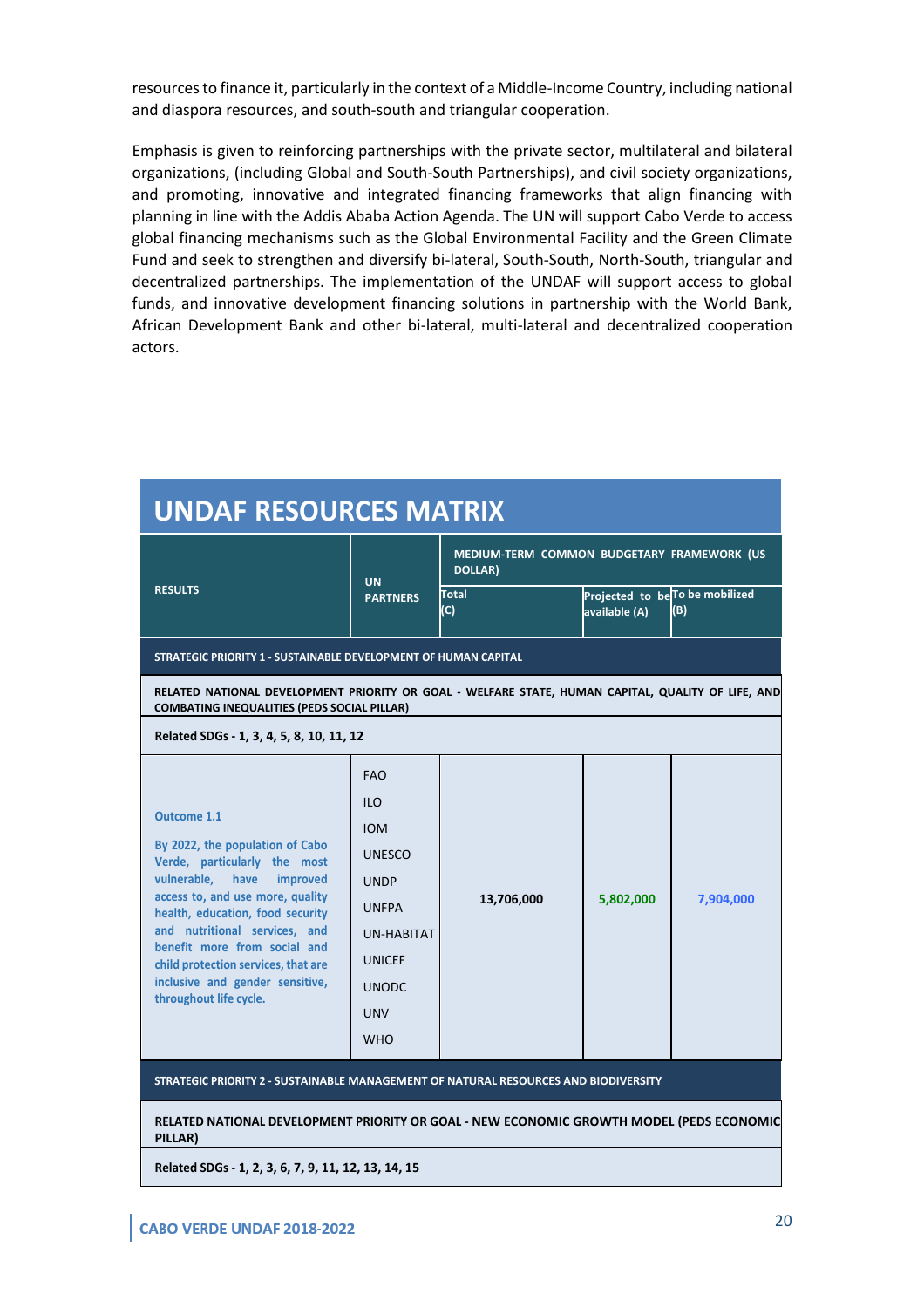resources to finance it, particularly in the context of a Middle-Income Country, including national and diaspora resources, and south-south and triangular cooperation.

Emphasis is given to reinforcing partnerships with the private sector, multilateral and bilateral organizations, (including Global and South-South Partnerships), and civil society organizations, and promoting, innovative and integrated financing frameworks that align financing with planning in line with the Addis Ababa Action Agenda. The UN will support Cabo Verde to access global financing mechanisms such as the Global Environmental Facility and the Green Climate Fund and seek to strengthen and diversify bi-lateral, South-South, North-South, triangular and decentralized partnerships. The implementation of the UNDAF will support access to global funds, and innovative development financing solutions in partnership with the World Bank, African Development Bank and other bi-lateral, multi-lateral and decentralized cooperation actors.

## UNDAF RESOURCES MATRIX

| RESULTS | UN PARTNERS | MEDIUM-TERM COMMON BUDGETARY FRAMEWORK (US DOLLAR) | | |
|---|---|---|---|---|
| | | Total (C) | Projected to be available (A) | To be mobilized (B) |
| **STRATEGIC PRIORITY 1 - SUSTAINABLE DEVELOPMENT OF HUMAN CAPITAL** | | | | |
| **RELATED NATIONAL DEVELOPMENT PRIORITY OR GOAL - WELFARE STATE, HUMAN CAPITAL, QUALITY OF LIFE, AND COMBATING INEQUALITIES (PEDS SOCIAL PILLAR)** | | | | |
| **Related SDGs - 1, 3, 4, 5, 8, 10, 11, 12** | | | | |
| **Outcome 1.1**<br><br>**By 2022, the population of Cabo Verde, particularly the most vulnerable, have improved access to, and use more, quality health, education, food security and nutritional services, and benefit more from social and child protection services, that are inclusive and gender sensitive, throughout life cycle.** | FAO<br>ILO<br>IOM<br>UNESCO<br>UNDP<br>UNFPA<br>UN-HABITAT<br>UNICEF<br>UNODC<br>UNV<br>WHO | **13,706,000** | **5,802,000** | **7,904,000** |
| **STRATEGIC PRIORITY 2 - SUSTAINABLE MANAGEMENT OF NATURAL RESOURCES AND BIODIVERSITY** | | | | |
| **RELATED NATIONAL DEVELOPMENT PRIORITY OR GOAL - NEW ECONOMIC GROWTH MODEL (PEDS ECONOMIC PILLAR)** | | | | |
| **Related SDGs - 1, 2, 3, 6, 7, 9, 11, 12, 13, 14, 15** | | | | |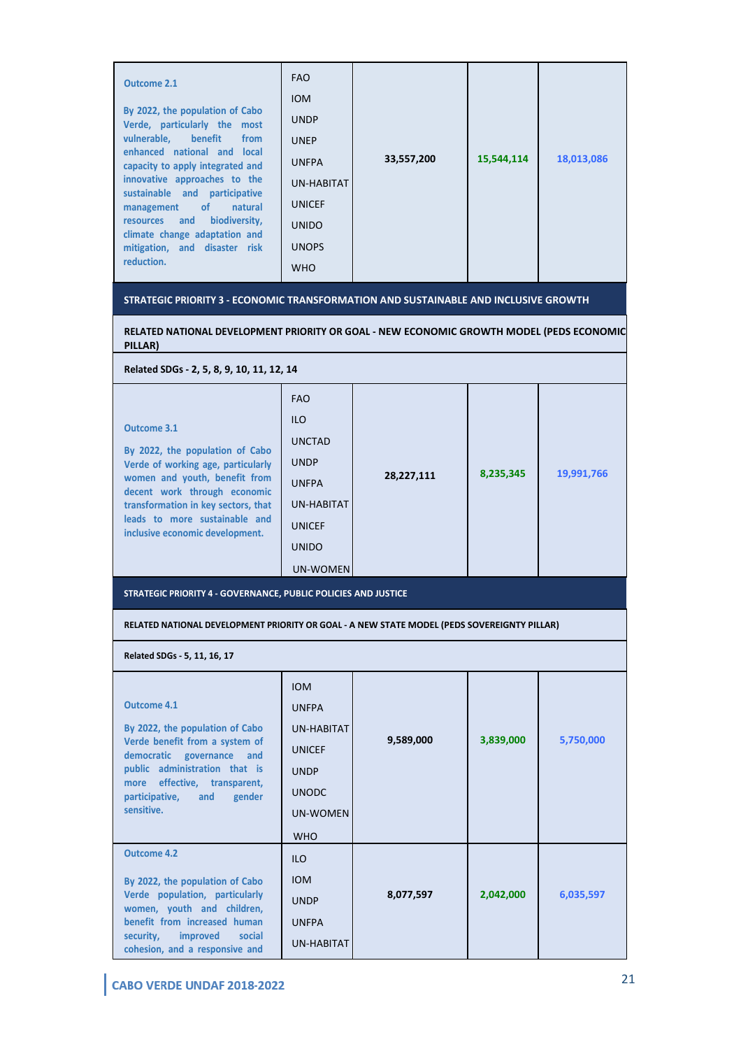| | | | | |
|---|---|---|---|---|
| **Outcome 2.1**<br><br>**By 2022, the population of Cabo Verde, particularly the most vulnerable, benefit from enhanced national and local capacity to apply integrated and innovative approaches to the sustainable and participative management of natural resources and biodiversity, climate change adaptation and mitigation, and disaster risk reduction.** | FAO<br>IOM<br>UNDP<br>UNEP<br>UNFPA<br>UN-HABITAT<br>UNICEF<br>UNIDO<br>UNOPS<br>WHO | **33,557,200** | **15,544,114** | **18,013,086** |
| **STRATEGIC PRIORITY 3 - ECONOMIC TRANSFORMATION AND SUSTAINABLE AND INCLUSIVE GROWTH** | | | | |
| **RELATED NATIONAL DEVELOPMENT PRIORITY OR GOAL - NEW ECONOMIC GROWTH MODEL (PEDS ECONOMIC PILLAR)** | | | | |
| **Related SDGs - 2, 5, 8, 9, 10, 11, 12, 14** | | | | |
| **Outcome 3.1**<br><br>**By 2022, the population of Cabo Verde of working age, particularly women and youth, benefit from decent work through economic transformation in key sectors, that leads to more sustainable and inclusive economic development.** | FAO<br>ILO<br>UNCTAD<br>UNDP<br>UNFPA<br>UN-HABITAT<br>UNICEF<br>UNIDO<br>UN-WOMEN | **28,227,111** | **8,235,345** | **19,991,766** |
| **STRATEGIC PRIORITY 4 - GOVERNANCE, PUBLIC POLICIES AND JUSTICE** | | | | |
| **RELATED NATIONAL DEVELOPMENT PRIORITY OR GOAL - A NEW STATE MODEL (PEDS SOVEREIGNTY PILLAR)** | | | | |
| **Related SDGs - 5, 11, 16, 17** | | | | |
| **Outcome 4.1**<br><br>**By 2022, the population of Cabo Verde benefit from a system of democratic governance and public administration that is more effective, transparent, participative, and gender sensitive.** | IOM<br>UNFPA<br>UN-HABITAT<br>UNICEF<br>UNDP<br>UNODC<br>UN-WOMEN<br>WHO | **9,589,000** | **3,839,000** | **5,750,000** |
| **Outcome 4.2**<br><br>**By 2022, the population of Cabo Verde population, particularly women, youth and children, benefit from increased human security, improved social cohesion, and a responsive and** | ILO<br>IOM<br>UNDP<br>UNFPA<br>UN-HABITAT | **8,077,597** | **2,042,000** | **6,035,597** |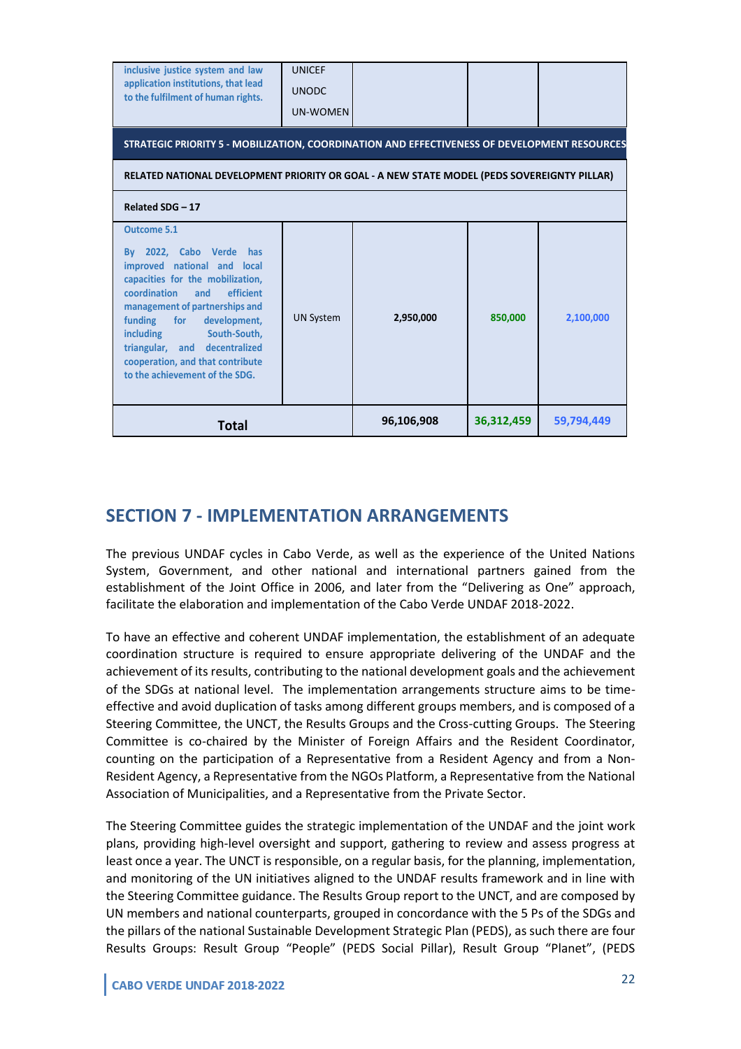| | | | | |
|---|---|---|---|---|
| inclusive justice system and law application institutions, that lead to the fulfilment of human rights. | UNICEF<br>UNODC<br>UN-WOMEN | | | |
| **STRATEGIC PRIORITY 5 - MOBILIZATION, COORDINATION AND EFFECTIVENESS OF DEVELOPMENT RESOURCES** | | | | |
| **RELATED NATIONAL DEVELOPMENT PRIORITY OR GOAL - A NEW STATE MODEL (PEDS SOVEREIGNTY PILLAR)** | | | | |
| **Related SDG – 17** | | | | |
| **Outcome 5.1**<br><br>By 2022, Cabo Verde has improved national and local capacities for the mobilization, coordination and efficient management of partnerships and funding for development, including South-South, triangular, and decentralized cooperation, and that contribute to the achievement of the SDG. | UN System | **2,950,000** | **850,000** | **2,100,000** |
| **Total** | | **96,106,908** | **36,312,459** | **59,794,449** |

## SECTION 7 - IMPLEMENTATION ARRANGEMENTS

The previous UNDAF cycles in Cabo Verde, as well as the experience of the United Nations System, Government, and other national and international partners gained from the establishment of the Joint Office in 2006, and later from the "Delivering as One" approach, facilitate the elaboration and implementation of the Cabo Verde UNDAF 2018-2022.

To have an effective and coherent UNDAF implementation, the establishment of an adequate coordination structure is required to ensure appropriate delivering of the UNDAF and the achievement of its results, contributing to the national development goals and the achievement of the SDGs at national level. The implementation arrangements structure aims to be time-effective and avoid duplication of tasks among different groups members, and is composed of a Steering Committee, the UNCT, the Results Groups and the Cross-cutting Groups. The Steering Committee is co-chaired by the Minister of Foreign Affairs and the Resident Coordinator, counting on the participation of a Representative from a Resident Agency and from a Non-Resident Agency, a Representative from the NGOs Platform, a Representative from the National Association of Municipalities, and a Representative from the Private Sector.

The Steering Committee guides the strategic implementation of the UNDAF and the joint work plans, providing high-level oversight and support, gathering to review and assess progress at least once a year. The UNCT is responsible, on a regular basis, for the planning, implementation, and monitoring of the UN initiatives aligned to the UNDAF results framework and in line with the Steering Committee guidance. The Results Group report to the UNCT, and are composed by UN members and national counterparts, grouped in concordance with the 5 Ps of the SDGs and the pillars of the national Sustainable Development Strategic Plan (PEDS), as such there are four Results Groups: Result Group "People" (PEDS Social Pillar), Result Group "Planet", (PEDS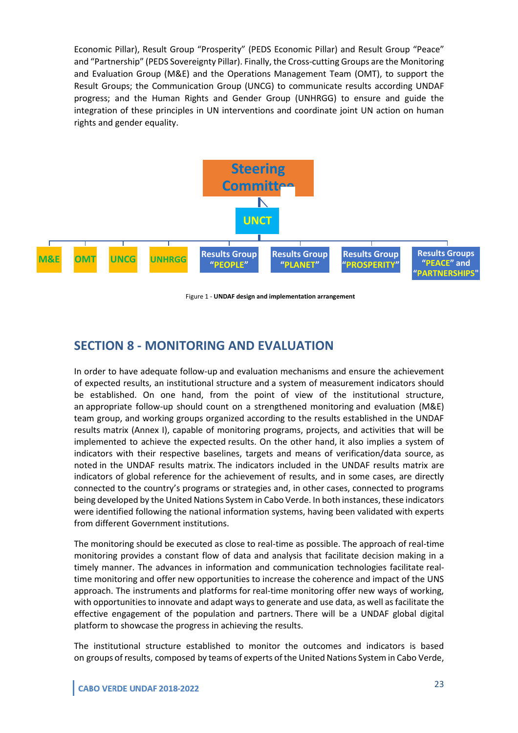Economic Pillar), Result Group “Prosperity” (PEDS Economic Pillar) and Result Group “Peace” and “Partnership” (PEDS Sovereignty Pillar). Finally, the Cross-cutting Groups are the Monitoring and Evaluation Group (M&E) and the Operations Management Team (OMT), to support the Result Groups; the Communication Group (UNCG) to communicate results according UNDAF progress; and the Human Rights and Gender Group (UNHRGG) to ensure and guide the integration of these principles in UN interventions and coordinate joint UN action on human rights and gender equality.

Steering Committee

UNCT

M&E | OMT | UNCG | UNHRGG | Results Group “PEOPLE” | Results Group “PLANET” | Results Group “PROSPERITY” | Results Groups “PEACE” and “PARTNERSHIPS”

Figure 1 - **UNDAF design and implementation arrangement**

## SECTION 8 - MONITORING AND EVALUATION

In order to have adequate follow-up and evaluation mechanisms and ensure the achievement of expected results, an institutional structure and a system of measurement indicators should be established. On one hand, from the point of view of the institutional structure, an appropriate follow-up should count on a strengthened monitoring and evaluation (M&E) team group, and working groups organized according to the results established in the UNDAF results matrix (Annex I), capable of monitoring programs, projects, and activities that will be implemented to achieve the expected results. On the other hand, it also implies a system of indicators with their respective baselines, targets and means of verification/data source, as noted in the UNDAF results matrix. The indicators included in the UNDAF results matrix are indicators of global reference for the achievement of results, and in some cases, are directly connected to the country's programs or strategies and, in other cases, connected to programs being developed by the United Nations System in Cabo Verde. In both instances, these indicators were identified following the national information systems, having been validated with experts from different Government institutions.

The monitoring should be executed as close to real-time as possible. The approach of real-time monitoring provides a constant flow of data and analysis that facilitate decision making in a timely manner. The advances in information and communication technologies facilitate real-time monitoring and offer new opportunities to increase the coherence and impact of the UNS approach. The instruments and platforms for real-time monitoring offer new ways of working, with opportunities to innovate and adapt ways to generate and use data, as well as facilitate the effective engagement of the population and partners. There will be a UNDAF global digital platform to showcase the progress in achieving the results.

The institutional structure established to monitor the outcomes and indicators is based on groups of results, composed by teams of experts of the United Nations System in Cabo Verde,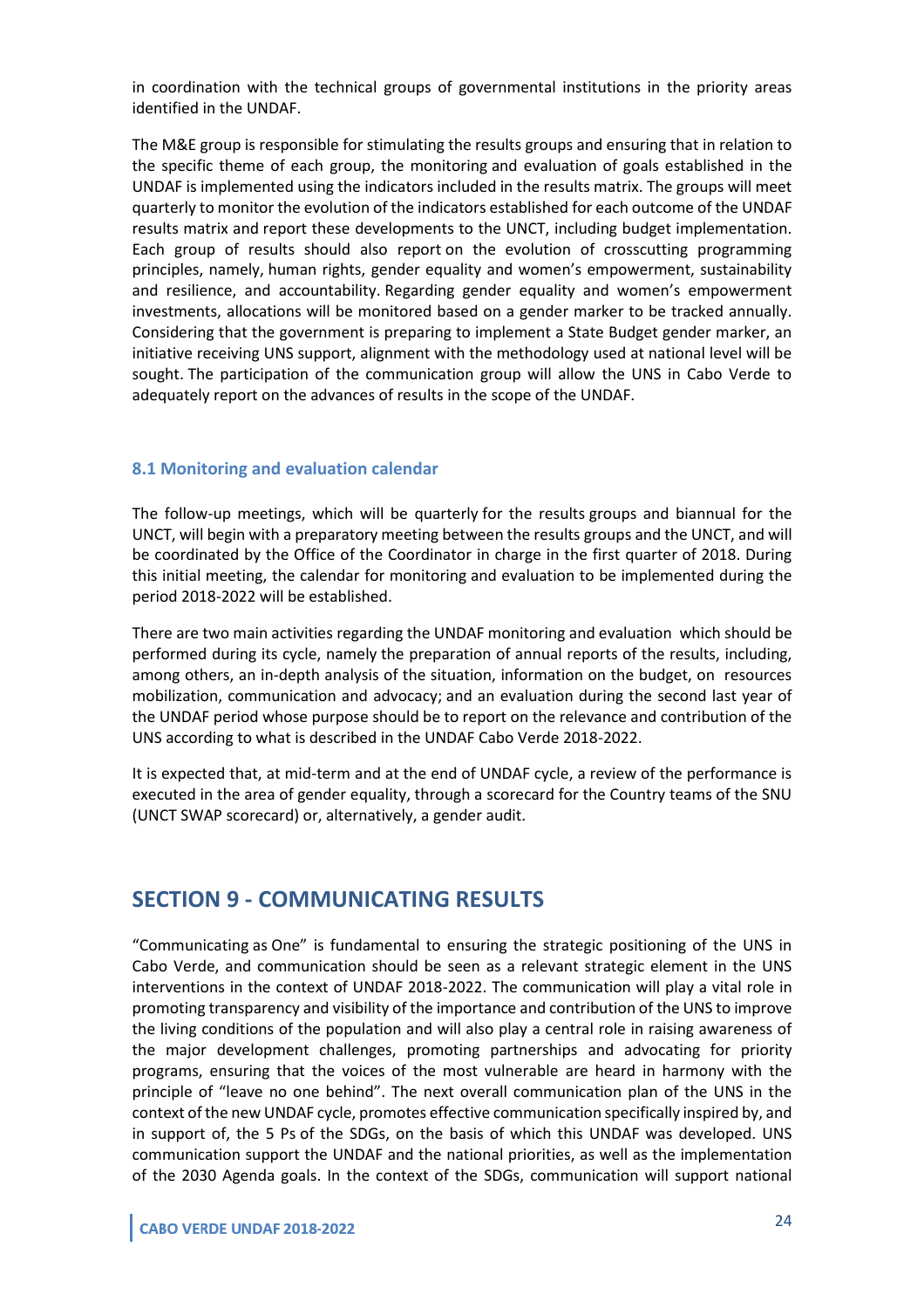in coordination with the technical groups of governmental institutions in the priority areas identified in the UNDAF.

The M&E group is responsible for stimulating the results groups and ensuring that in relation to the specific theme of each group, the monitoring and evaluation of goals established in the UNDAF is implemented using the indicators included in the results matrix. The groups will meet quarterly to monitor the evolution of the indicators established for each outcome of the UNDAF results matrix and report these developments to the UNCT, including budget implementation. Each group of results should also report on the evolution of crosscutting programming principles, namely, human rights, gender equality and women's empowerment, sustainability and resilience, and accountability. Regarding gender equality and women's empowerment investments, allocations will be monitored based on a gender marker to be tracked annually. Considering that the government is preparing to implement a State Budget gender marker, an initiative receiving UNS support, alignment with the methodology used at national level will be sought. The participation of the communication group will allow the UNS in Cabo Verde to adequately report on the advances of results in the scope of the UNDAF.

### 8.1 Monitoring and evaluation calendar

The follow-up meetings, which will be quarterly for the results groups and biannual for the UNCT, will begin with a preparatory meeting between the results groups and the UNCT, and will be coordinated by the Office of the Coordinator in charge in the first quarter of 2018. During this initial meeting, the calendar for monitoring and evaluation to be implemented during the period 2018-2022 will be established.

There are two main activities regarding the UNDAF monitoring and evaluation which should be performed during its cycle, namely the preparation of annual reports of the results, including, among others, an in-depth analysis of the situation, information on the budget, on resources mobilization, communication and advocacy; and an evaluation during the second last year of the UNDAF period whose purpose should be to report on the relevance and contribution of the UNS according to what is described in the UNDAF Cabo Verde 2018-2022.

It is expected that, at mid-term and at the end of UNDAF cycle, a review of the performance is executed in the area of gender equality, through a scorecard for the Country teams of the SNU (UNCT SWAP scorecard) or, alternatively, a gender audit.

## SECTION 9 - COMMUNICATING RESULTS

"Communicating as One" is fundamental to ensuring the strategic positioning of the UNS in Cabo Verde, and communication should be seen as a relevant strategic element in the UNS interventions in the context of UNDAF 2018-2022. The communication will play a vital role in promoting transparency and visibility of the importance and contribution of the UNS to improve the living conditions of the population and will also play a central role in raising awareness of the major development challenges, promoting partnerships and advocating for priority programs, ensuring that the voices of the most vulnerable are heard in harmony with the principle of "leave no one behind". The next overall communication plan of the UNS in the context of the new UNDAF cycle, promotes effective communication specifically inspired by, and in support of, the 5 Ps of the SDGs, on the basis of which this UNDAF was developed. UNS communication support the UNDAF and the national priorities, as well as the implementation of the 2030 Agenda goals. In the context of the SDGs, communication will support national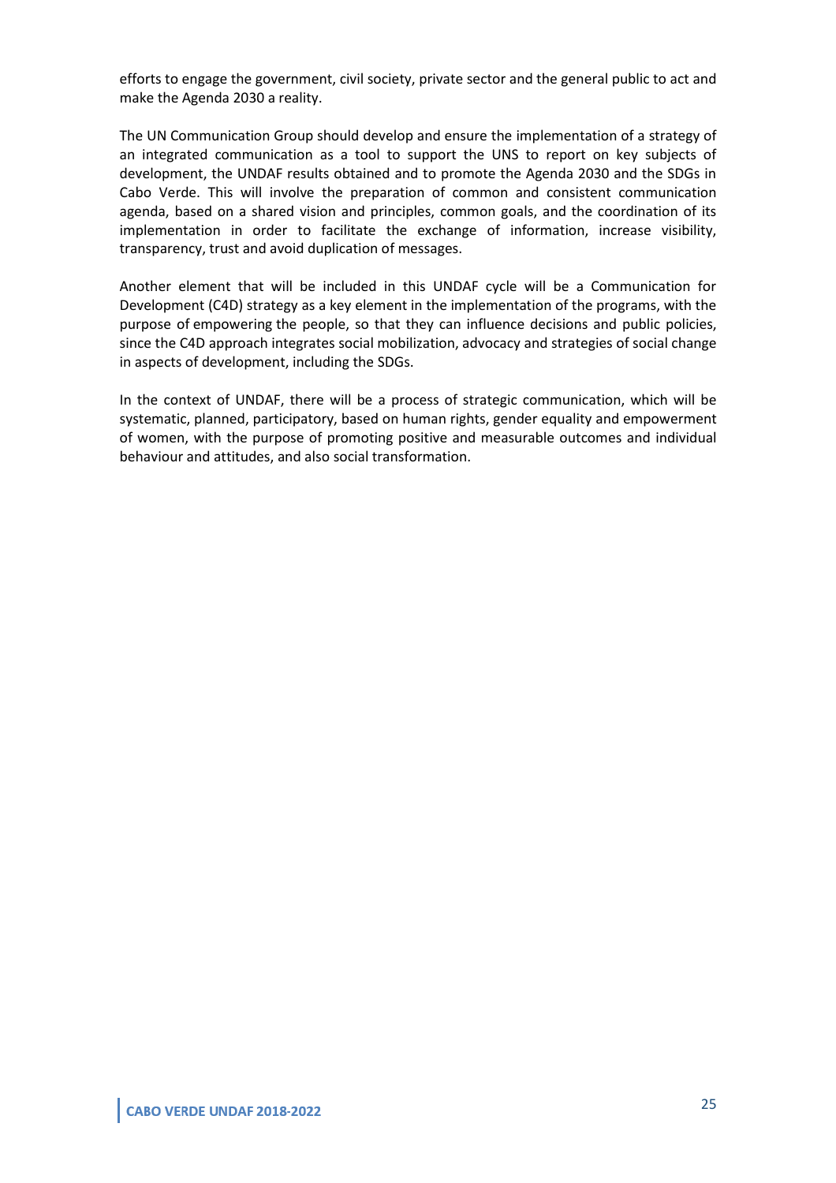efforts to engage the government, civil society, private sector and the general public to act and make the Agenda 2030 a reality.

The UN Communication Group should develop and ensure the implementation of a strategy of an integrated communication as a tool to support the UNS to report on key subjects of development, the UNDAF results obtained and to promote the Agenda 2030 and the SDGs in Cabo Verde. This will involve the preparation of common and consistent communication agenda, based on a shared vision and principles, common goals, and the coordination of its implementation in order to facilitate the exchange of information, increase visibility, transparency, trust and avoid duplication of messages.

Another element that will be included in this UNDAF cycle will be a Communication for Development (C4D) strategy as a key element in the implementation of the programs, with the purpose of empowering the people, so that they can influence decisions and public policies, since the C4D approach integrates social mobilization, advocacy and strategies of social change in aspects of development, including the SDGs.

In the context of UNDAF, there will be a process of strategic communication, which will be systematic, planned, participatory, based on human rights, gender equality and empowerment of women, with the purpose of promoting positive and measurable outcomes and individual behaviour and attitudes, and also social transformation.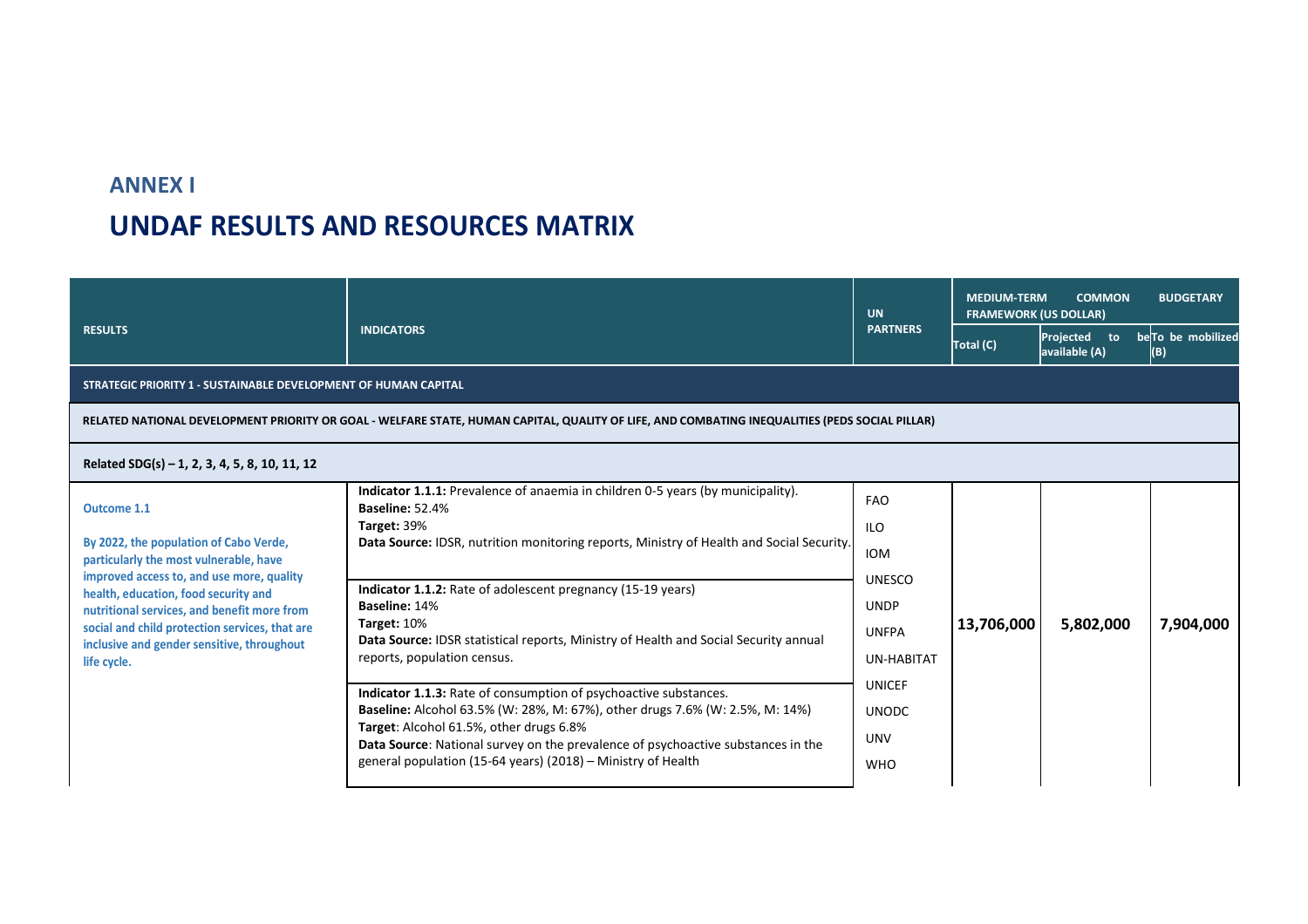# ANNEX I

# UNDAF RESULTS AND RESOURCES MATRIX

| RESULTS | INDICATORS | UN PARTNERS | MEDIUM-TERM COMMON BUDGETARY FRAMEWORK (US DOLLAR) | | |
|---|---|---|---|---|---|
| | | | Total (C) | Projected to be available (A) | To be mobilized (B) |
| **STRATEGIC PRIORITY 1 - SUSTAINABLE DEVELOPMENT OF HUMAN CAPITAL** | | | | | |
| **RELATED NATIONAL DEVELOPMENT PRIORITY OR GOAL - WELFARE STATE, HUMAN CAPITAL, QUALITY OF LIFE, AND COMBATING INEQUALITIES (PEDS SOCIAL PILLAR)** | | | | | |
| **Related SDG(s) – 1, 2, 3, 4, 5, 8, 10, 11, 12** | | | | | |
| **Outcome 1.1**<br><br>**By 2022, the population of Cabo Verde, particularly the most vulnerable, have improved access to, and use more, quality health, education, food security and nutritional services, and benefit more from social and child protection services, that are inclusive and gender sensitive, throughout life cycle.** | **Indicator 1.1.1:** Prevalence of anaemia in children 0-5 years (by municipality).<br>**Baseline:** 52.4%<br>**Target:** 39%<br>**Data Source:** IDSR, nutrition monitoring reports, Ministry of Health and Social Security.<br><br>**Indicator 1.1.2:** Rate of adolescent pregnancy (15-19 years)<br>**Baseline:** 14%<br>**Target:** 10%<br>**Data Source:** IDSR statistical reports, Ministry of Health and Social Security annual reports, population census.<br><br>**Indicator 1.1.3:** Rate of consumption of psychoactive substances.<br>**Baseline:** Alcohol 63.5% (W: 28%, M: 67%), other drugs 7.6% (W: 2.5%, M: 14%)<br>**Target**: Alcohol 61.5%, other drugs 6.8%<br>**Data Source**: National survey on the prevalence of psychoactive substances in the general population (15-64 years) (2018) – Ministry of Health | FAO<br>ILO<br>IOM<br>UNESCO<br>UNDP<br>UNFPA<br>UN-HABITAT<br>UNICEF<br>UNODC<br>UNV<br>WHO | **13,706,000** | **5,802,000** | **7,904,000** |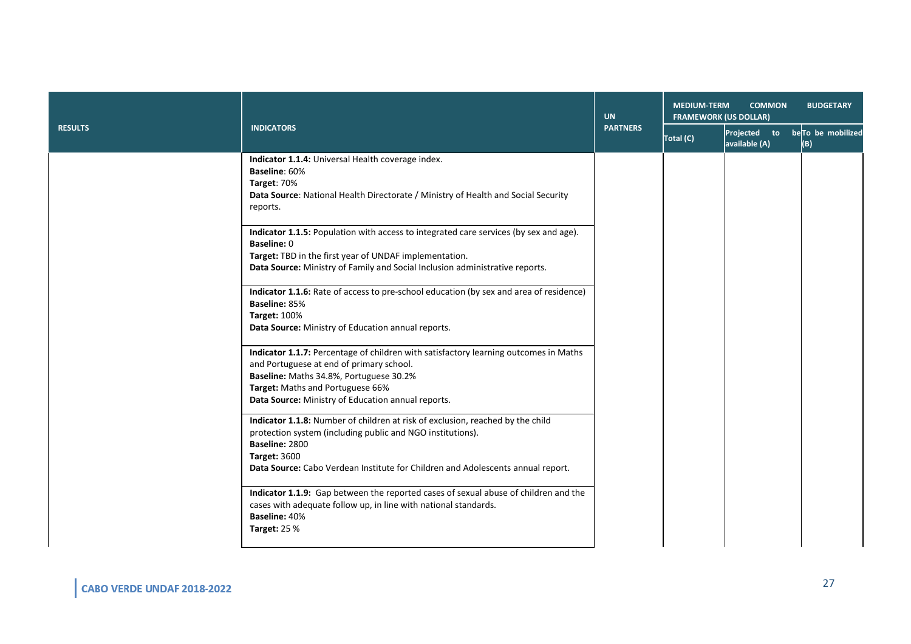| RESULTS | INDICATORS | UN PARTNERS | MEDIUM-TERM COMMON BUDGETARY FRAMEWORK (US DOLLAR) | | |
|---|---|---|---|---|---|
| | | | Total (C) | Projected to be available (A) | To be mobilized (B) |
| | **Indicator 1.1.4:** Universal Health coverage index.<br>**Baseline**: 60%<br>**Target**: 70%<br>**Data Source**: National Health Directorate / Ministry of Health and Social Security reports. | | | | |
| | **Indicator 1.1.5:** Population with access to integrated care services (by sex and age).<br>**Baseline:** 0<br>**Target:** TBD in the first year of UNDAF implementation.<br>**Data Source:** Ministry of Family and Social Inclusion administrative reports. | | | | |
| | **Indicator 1.1.6:** Rate of access to pre-school education (by sex and area of residence)<br>**Baseline:** 85%<br>**Target:** 100%<br>**Data Source:** Ministry of Education annual reports. | | | | |
| | **Indicator 1.1.7:** Percentage of children with satisfactory learning outcomes in Maths and Portuguese at end of primary school.<br>**Baseline:** Maths 34.8%, Portuguese 30.2%<br>**Target:** Maths and Portuguese 66%<br>**Data Source:** Ministry of Education annual reports. | | | | |
| | **Indicator 1.1.8:** Number of children at risk of exclusion, reached by the child protection system (including public and NGO institutions).<br>**Baseline:** 2800<br>**Target:** 3600<br>**Data Source:** Cabo Verdean Institute for Children and Adolescents annual report. | | | | |
| | **Indicator 1.1.9:** Gap between the reported cases of sexual abuse of children and the cases with adequate follow up, in line with national standards.<br>**Baseline:** 40%<br>**Target:** 25 % | | | | |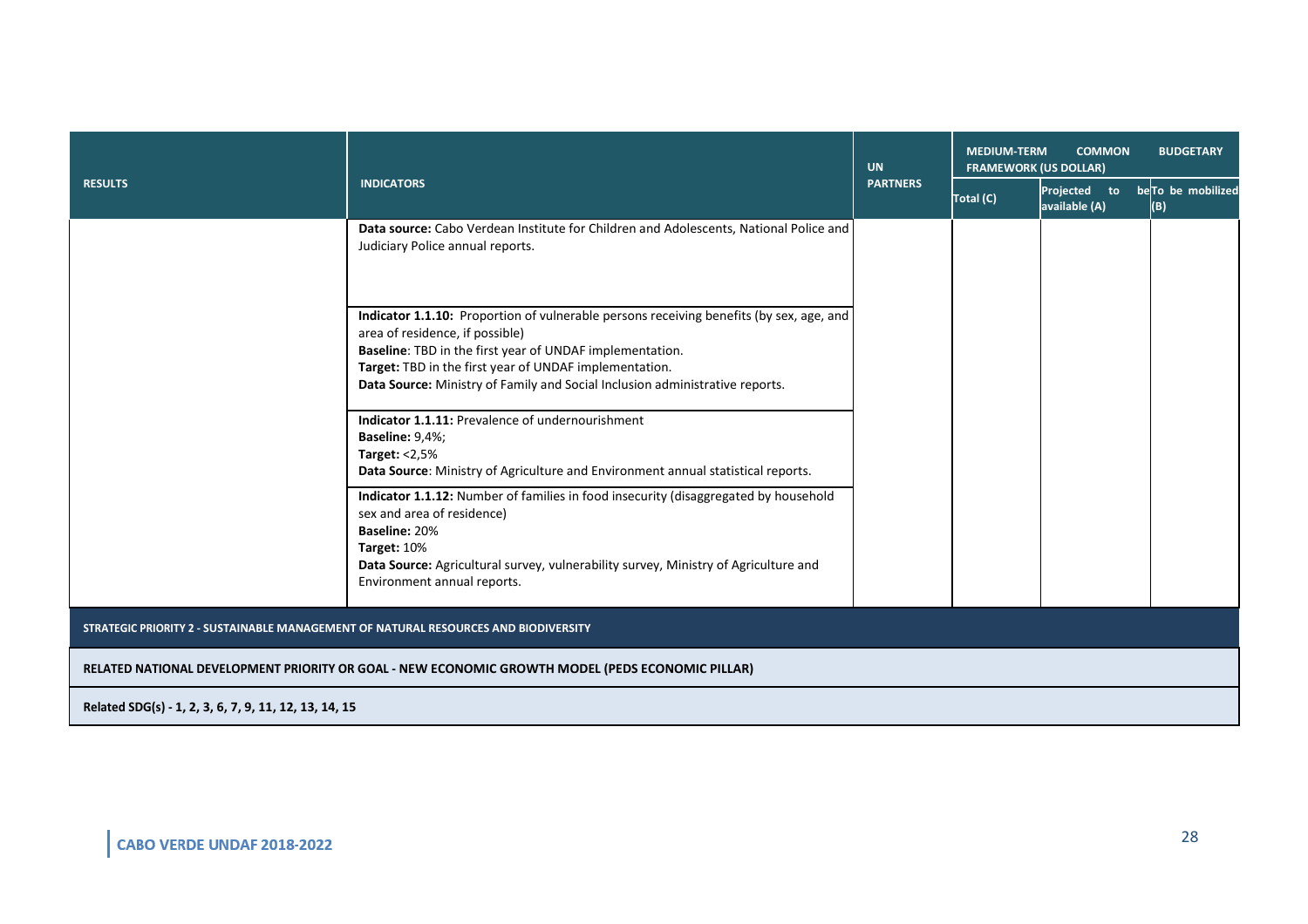| RESULTS | INDICATORS | UN PARTNERS | MEDIUM-TERM COMMON BUDGETARY FRAMEWORK (US DOLLAR) | | |
|---|---|---|---|---|---|
| | | | Total (C) | Projected to be available (A) | To be mobilized (B) |
| | **Data source:** Cabo Verdean Institute for Children and Adolescents, National Police and Judiciary Police annual reports. | | | | |
| | **Indicator 1.1.10:** Proportion of vulnerable persons receiving benefits (by sex, age, and area of residence, if possible)<br>**Baseline**: TBD in the first year of UNDAF implementation.<br>**Target:** TBD in the first year of UNDAF implementation.<br>**Data Source:** Ministry of Family and Social Inclusion administrative reports. | | | | |
| | **Indicator 1.1.11:** Prevalence of undernourishment<br>**Baseline:** 9,4%;<br>**Target:** <2,5%<br>**Data Source**: Ministry of Agriculture and Environment annual statistical reports. | | | | |
| | **Indicator 1.1.12:** Number of families in food insecurity (disaggregated by household sex and area of residence)<br>**Baseline:** 20%<br>**Target:** 10%<br>**Data Source:** Agricultural survey, vulnerability survey, Ministry of Agriculture and Environment annual reports. | | | | |
| **STRATEGIC PRIORITY 2 - SUSTAINABLE MANAGEMENT OF NATURAL RESOURCES AND BIODIVERSITY** | | | | | |
| **RELATED NATIONAL DEVELOPMENT PRIORITY OR GOAL - NEW ECONOMIC GROWTH MODEL (PEDS ECONOMIC PILLAR)** | | | | | |
| **Related SDG(s) - 1, 2, 3, 6, 7, 9, 11, 12, 13, 14, 15** | | | | | |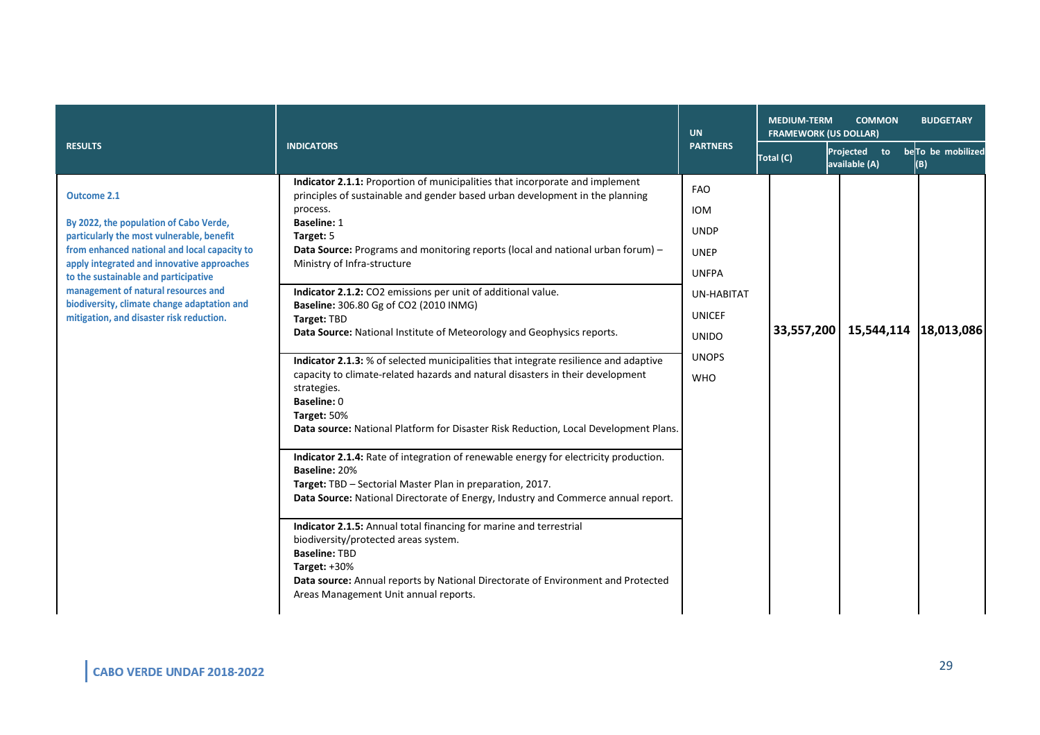| RESULTS | INDICATORS | UN PARTNERS | MEDIUM-TERM COMMON BUDGETARY FRAMEWORK (US DOLLAR) | | |
|---|---|---|---|---|---|
| | | | Total (C) | Projected to be available (A) | To be mobilized (B) |
| **Outcome 2.1**<br><br>**By 2022, the population of Cabo Verde, particularly the most vulnerable, benefit from enhanced national and local capacity to apply integrated and innovative approaches to the sustainable and participative management of natural resources and biodiversity, climate change adaptation and mitigation, and disaster risk reduction.** | **Indicator 2.1.1:** Proportion of municipalities that incorporate and implement principles of sustainable and gender based urban development in the planning process.<br>**Baseline:** 1<br>**Target:** 5<br>**Data Source:** Programs and monitoring reports (local and national urban forum) – Ministry of Infra-structure<br><br>**Indicator 2.1.2:** $CO_2$ emissions per unit of additional value.<br>**Baseline:** 306.80 Gg of $CO_2$ (2010 INMG)<br>**Target:** TBD<br>**Data Source:** National Institute of Meteorology and Geophysics reports.<br><br>**Indicator 2.1.3:** % of selected municipalities that integrate resilience and adaptive capacity to climate-related hazards and natural disasters in their development strategies.<br>**Baseline:** 0<br>**Target:** 50%<br>**Data source:** National Platform for Disaster Risk Reduction, Local Development Plans.<br><br>**Indicator 2.1.4:** Rate of integration of renewable energy for electricity production.<br>**Baseline:** 20%<br>**Target:** TBD – Sectorial Master Plan in preparation, 2017.<br>**Data Source:** National Directorate of Energy, Industry and Commerce annual report.<br><br>**Indicator 2.1.5:** Annual total financing for marine and terrestrial biodiversity/protected areas system.<br>**Baseline:** TBD<br>**Target:** +30%<br>**Data source:** Annual reports by National Directorate of Environment and Protected Areas Management Unit annual reports. | FAO<br>IOM<br>UNDP<br>UNEP<br>UNFPA<br>UN-HABITAT<br>UNICEF<br>UNIDO<br>UNOPS<br>WHO | **33,557,200** | **15,544,114** | **18,013,086** |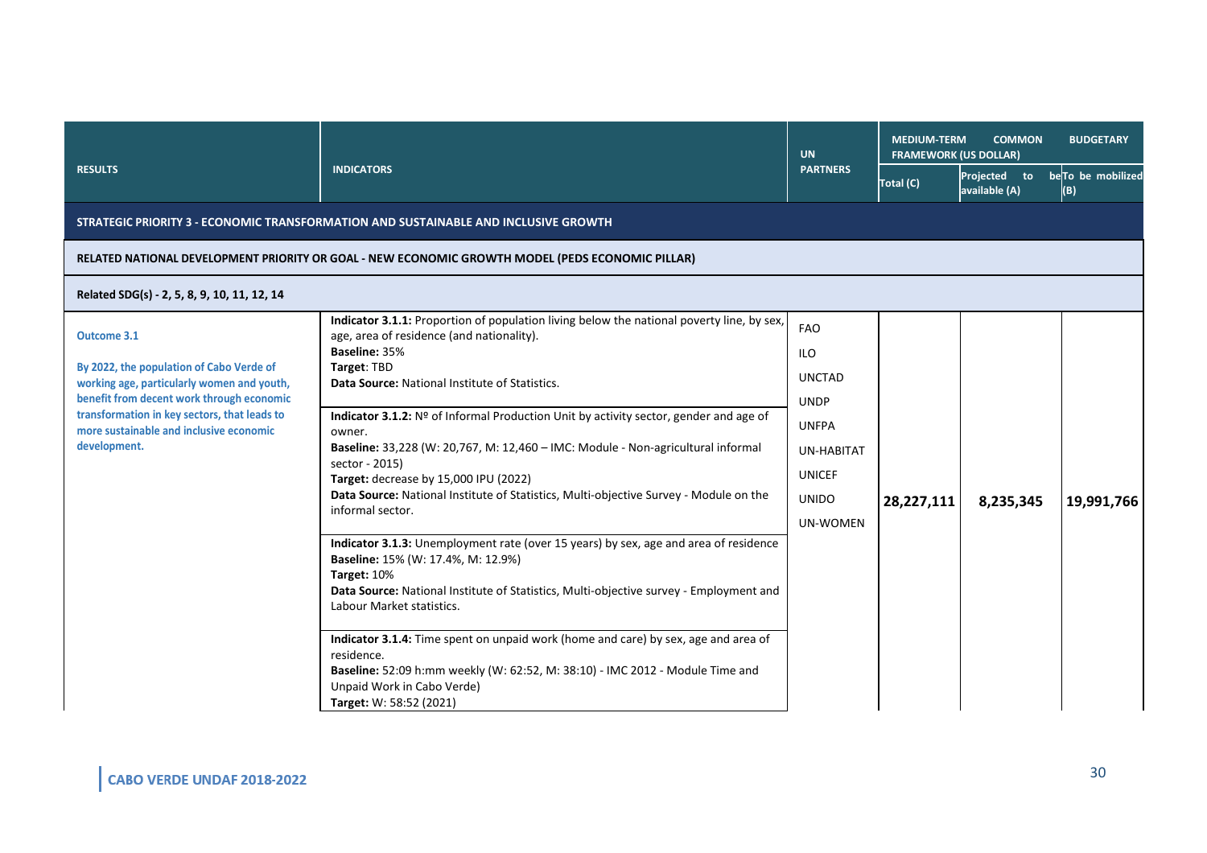| RESULTS | INDICATORS | UN PARTNERS | MEDIUM-TERM COMMON BUDGETARY FRAMEWORK (US DOLLAR) | | |
|---|---|---|---|---|---|
| | | | Total (C) | Projected to be available (A) | To be mobilized (B) |
| **STRATEGIC PRIORITY 3 - ECONOMIC TRANSFORMATION AND SUSTAINABLE AND INCLUSIVE GROWTH** | | | | | |
| **RELATED NATIONAL DEVELOPMENT PRIORITY OR GOAL - NEW ECONOMIC GROWTH MODEL (PEDS ECONOMIC PILLAR)** | | | | | |
| **Related SDG(s) - 2, 5, 8, 9, 10, 11, 12, 14** | | | | | |
| **Outcome 3.1**<br><br>**By 2022, the population of Cabo Verde of working age, particularly women and youth, benefit from decent work through economic transformation in key sectors, that leads to more sustainable and inclusive economic development.** | **Indicator 3.1.1:** Proportion of population living below the national poverty line, by sex, age, area of residence (and nationality).<br>**Baseline:** 35%<br>**Target**: TBD<br>**Data Source:** National Institute of Statistics. | FAO<br>ILO<br>UNCTAD<br>UNDP<br>UNFPA<br>UN-HABITAT<br>UNICEF<br>UNIDO<br>UN-WOMEN | **28,227,111** | **8,235,345** | **19,991,766** |
| | **Indicator 3.1.2:** Nº of Informal Production Unit by activity sector, gender and age of owner.<br>**Baseline:** 33,228 (W: 20,767, M: 12,460 – IMC: Module - Non-agricultural informal sector - 2015)<br>**Target:** decrease by 15,000 IPU (2022)<br>**Data Source:** National Institute of Statistics, Multi-objective Survey - Module on the informal sector. | | | | |
| | **Indicator 3.1.3:** Unemployment rate (over 15 years) by sex, age and area of residence<br>**Baseline:** 15% (W: 17.4%, M: 12.9%)<br>**Target:** 10%<br>**Data Source:** National Institute of Statistics, Multi-objective survey - Employment and Labour Market statistics. | | | | |
| | **Indicator 3.1.4:** Time spent on unpaid work (home and care) by sex, age and area of residence.<br>**Baseline:** 52:09 h:mm weekly (W: 62:52, M: 38:10) - IMC 2012 - Module Time and Unpaid Work in Cabo Verde)<br>**Target:** W: 58:52 (2021) | | | | |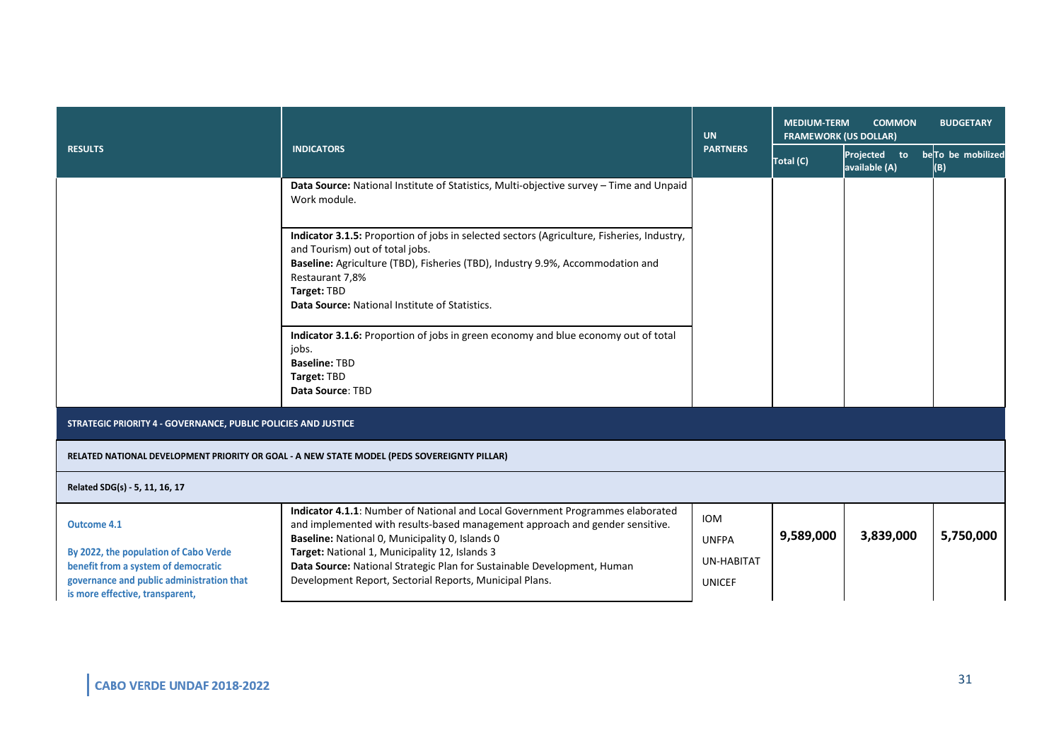| RESULTS | INDICATORS | UN PARTNERS | MEDIUM-TERM COMMON BUDGETARY FRAMEWORK (US DOLLAR) | | |
|---|---|---|---|---|---|
| | | | Total (C) | Projected to be available (A) | To be mobilized (B) |
| | **Data Source:** National Institute of Statistics, Multi-objective survey – Time and Unpaid Work module. | | | | |
| | **Indicator 3.1.5:** Proportion of jobs in selected sectors (Agriculture, Fisheries, Industry, and Tourism) out of total jobs.<br>**Baseline:** Agriculture (TBD), Fisheries (TBD), Industry 9.9%, Accommodation and Restaurant 7,8%<br>**Target:** TBD<br>**Data Source:** National Institute of Statistics. | | | | |
| | **Indicator 3.1.6:** Proportion of jobs in green economy and blue economy out of total jobs.<br>**Baseline:** TBD<br>**Target:** TBD<br>**Data Source**: TBD | | | | |
| **STRATEGIC PRIORITY 4 - GOVERNANCE, PUBLIC POLICIES AND JUSTICE** | | | | | |
| **RELATED NATIONAL DEVELOPMENT PRIORITY OR GOAL - A NEW STATE MODEL (PEDS SOVEREIGNTY PILLAR)** | | | | | |
| **Related SDG(s) - 5, 11, 16, 17** | | | | | |
| **Outcome 4.1**<br><br>**By 2022, the population of Cabo Verde benefit from a system of democratic governance and public administration that is more effective, transparent,** | **Indicator 4.1.1**: Number of National and Local Government Programmes elaborated and implemented with results-based management approach and gender sensitive.<br>**Baseline:** National 0, Municipality 0, Islands 0<br>**Target:** National 1, Municipality 12, Islands 3<br>**Data Source:** National Strategic Plan for Sustainable Development, Human Development Report, Sectorial Reports, Municipal Plans. | IOM<br>UNFPA<br>UN-HABITAT<br>UNICEF | **9,589,000** | **3,839,000** | **5,750,000** |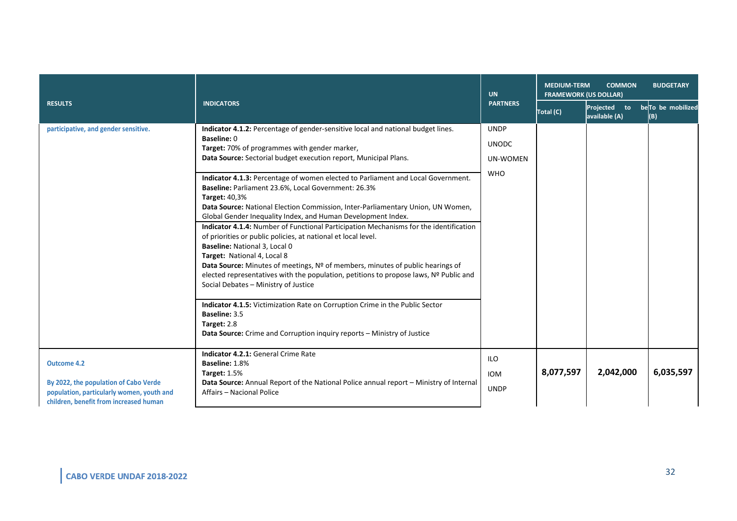| RESULTS | INDICATORS | UN PARTNERS | MEDIUM-TERM COMMON BUDGETARY FRAMEWORK (US DOLLAR) | | |
|---|---|---|---|---|---|
| | | | Total (C) | Projected to be available (A) | To be mobilized (B) |
| **participative, and gender sensitive.** | **Indicator 4.1.2:** Percentage of gender-sensitive local and national budget lines.<br>**Baseline:** 0<br>**Target:** 70% of programmes with gender marker,<br>**Data Source:** Sectorial budget execution report, Municipal Plans. | UNDP<br>UNODC<br>UN-WOMEN<br>WHO | | | |
| | **Indicator 4.1.3:** Percentage of women elected to Parliament and Local Government.<br>**Baseline:** Parliament 23.6%, Local Government: 26.3%<br>**Target:** 40,3%<br>**Data Source:** National Election Commission, Inter-Parliamentary Union, UN Women, Global Gender Inequality Index, and Human Development Index. | | | | |
| | **Indicator 4.1.4:** Number of Functional Participation Mechanisms for the identification of priorities or public policies, at national et local level.<br>**Baseline:** National 3, Local 0<br>**Target:** National 4, Local 8<br>**Data Source:** Minutes of meetings, Nº of members, minutes of public hearings of elected representatives with the population, petitions to propose laws, Nº Public and Social Debates – Ministry of Justice | | | | |
| | **Indicator 4.1.5:** Victimization Rate on Corruption Crime in the Public Sector<br>**Baseline:** 3.5<br>**Target:** 2.8<br>**Data Source:** Crime and Corruption inquiry reports – Ministry of Justice | | | | |
| **Outcome 4.2**<br><br>**By 2022, the population of Cabo Verde population, particularly women, youth and children, benefit from increased human** | **Indicator 4.2.1:** General Crime Rate<br>**Baseline:** 1.8%<br>**Target:** 1.5%<br>**Data Source:** Annual Report of the National Police annual report – Ministry of Internal Affairs – Nacional Police | ILO<br>IOM<br>UNDP | **8,077,597** | **2,042,000** | **6,035,597** |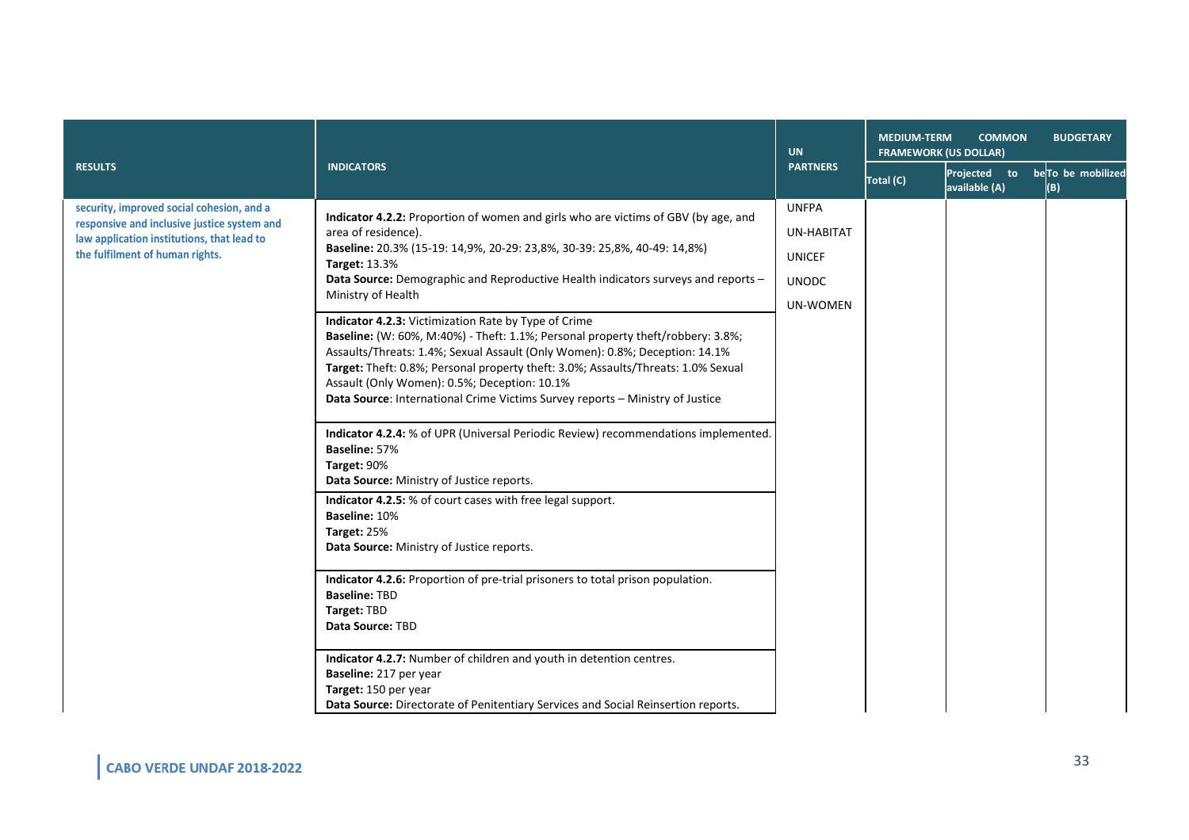| RESULTS | INDICATORS | UN PARTNERS | MEDIUM-TERM COMMON BUDGETARY FRAMEWORK (US DOLLAR) | | |
|---|---|---|---|---|---|
| | | | Total (C) | Projected to be available (A) | To be mobilized (B) |
| security, improved social cohesion, and a responsive and inclusive justice system and law application institutions, that lead to the fulfilment of human rights. | **Indicator 4.2.2:** Proportion of women and girls who are victims of GBV (by age, and area of residence).<br>**Baseline:** 20.3% (15-19: 14,9%, 20-29: 23,8%, 30-39: 25,8%, 40-49: 14,8%)<br>**Target:** 13.3%<br>**Data Source:** Demographic and Reproductive Health indicators surveys and reports – Ministry of Health | UNFPA<br>UN-HABITAT<br>UNICEF<br>UNODC<br>UN-WOMEN | | | |
| | **Indicator 4.2.3:** Victimization Rate by Type of Crime<br>**Baseline:** (W: 60%, M:40%) - Theft: 1.1%; Personal property theft/robbery: 3.8%; Assaults/Threats: 1.4%; Sexual Assault (Only Women): 0.8%; Deception: 14.1%<br>**Target:** Theft: 0.8%; Personal property theft: 3.0%; Assaults/Threats: 1.0% Sexual Assault (Only Women): 0.5%; Deception: 10.1%<br>**Data Source**: International Crime Victims Survey reports – Ministry of Justice | | | | |
| | **Indicator 4.2.4:** % of UPR (Universal Periodic Review) recommendations implemented.<br>**Baseline:** 57%<br>**Target:** 90%<br>**Data Source:** Ministry of Justice reports. | | | | |
| | **Indicator 4.2.5:** % of court cases with free legal support.<br>**Baseline:** 10%<br>**Target:** 25%<br>**Data Source:** Ministry of Justice reports. | | | | |
| | **Indicator 4.2.6:** Proportion of pre-trial prisoners to total prison population.<br>**Baseline:** TBD<br>**Target:** TBD<br>**Data Source:** TBD | | | | |
| | **Indicator 4.2.7:** Number of children and youth in detention centres.<br>**Baseline:** 217 per year<br>**Target:** 150 per year<br>**Data Source:** Directorate of Penitentiary Services and Social Reinsertion reports. | | | | |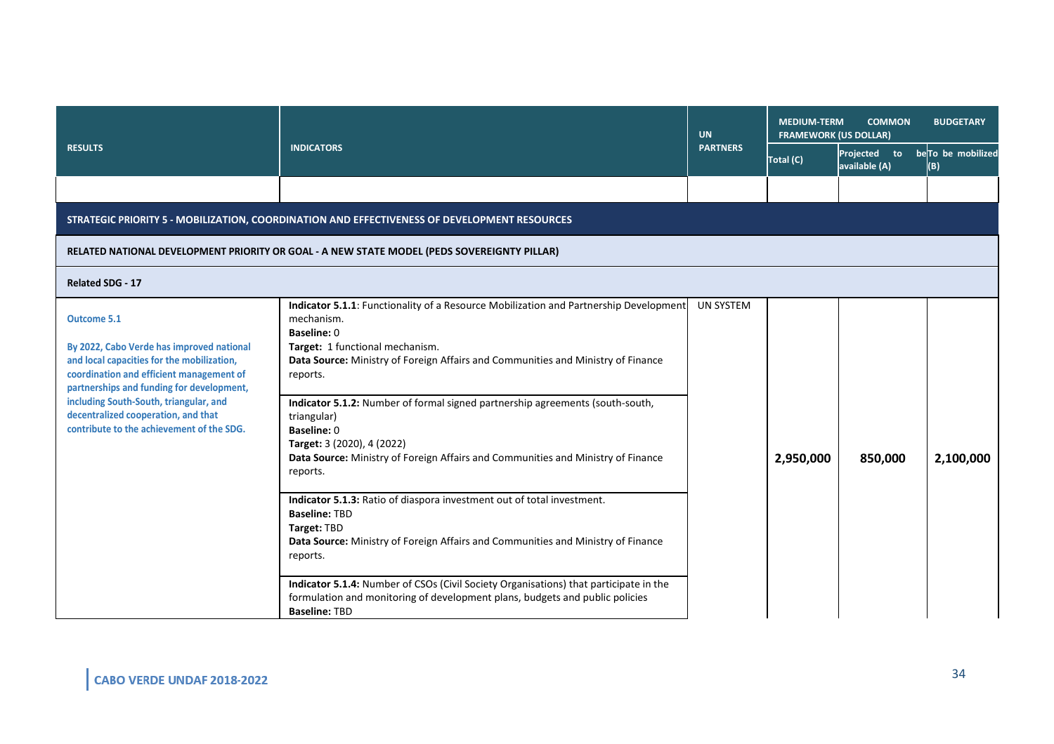| RESULTS | INDICATORS | UN PARTNERS | MEDIUM-TERM COMMON BUDGETARY FRAMEWORK (US DOLLAR) | | |
|---|---|---|---|---|---|
| | | | Total (C) | Projected to be available (A) | To be mobilized (B) |
| | | | | | |
| **STRATEGIC PRIORITY 5 - MOBILIZATION, COORDINATION AND EFFECTIVENESS OF DEVELOPMENT RESOURCES** | | | | | |
| **RELATED NATIONAL DEVELOPMENT PRIORITY OR GOAL - A NEW STATE MODEL (PEDS SOVEREIGNTY PILLAR)** | | | | | |
| **Related SDG - 17** | | | | | |
| **Outcome 5.1**<br><br>**By 2022, Cabo Verde has improved national and local capacities for the mobilization, coordination and efficient management of partnerships and funding for development, including South-South, triangular, and decentralized cooperation, and that contribute to the achievement of the SDG.** | **Indicator 5.1.1**: Functionality of a Resource Mobilization and Partnership Development mechanism.<br>**Baseline:** 0<br>**Target:** 1 functional mechanism.<br>**Data Source:** Ministry of Foreign Affairs and Communities and Ministry of Finance reports. | UN SYSTEM | 2,950,000 | 850,000 | 2,100,000 |
| | **Indicator 5.1.2:** Number of formal signed partnership agreements (south-south, triangular)<br>**Baseline:** 0<br>**Target:** 3 (2020), 4 (2022)<br>**Data Source:** Ministry of Foreign Affairs and Communities and Ministry of Finance reports. | | | | |
| | **Indicator 5.1.3:** Ratio of diaspora investment out of total investment.<br>**Baseline:** TBD<br>**Target:** TBD<br>**Data Source:** Ministry of Foreign Affairs and Communities and Ministry of Finance reports. | | | | |
| | **Indicator 5.1.4:** Number of CSOs (Civil Society Organisations) that participate in the formulation and monitoring of development plans, budgets and public policies<br>**Baseline:** TBD | | | | |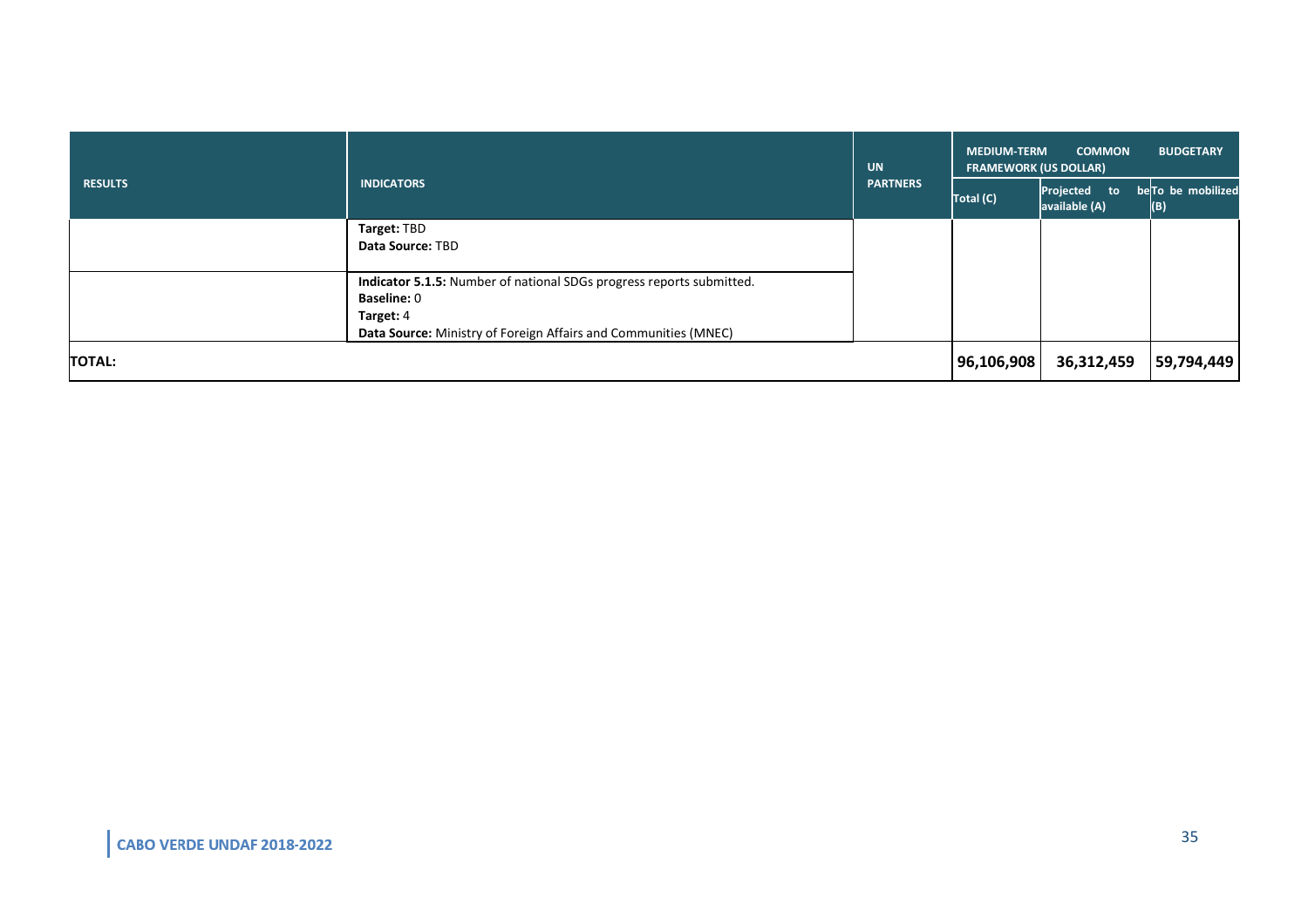| RESULTS | INDICATORS | UN PARTNERS | MEDIUM-TERM COMMON BUDGETARY FRAMEWORK (US DOLLAR) | | |
|---|---|---|---|---|---|
| | | | Total (C) | Projected to be available (A) | To be mobilized (B) |
| | **Target:** TBD<br>**Data Source:** TBD | | | | |
| | **Indicator 5.1.5:** Number of national SDGs progress reports submitted.<br>**Baseline:** 0<br>**Target:** 4<br>**Data Source:** Ministry of Foreign Affairs and Communities (MNEC) | | | | |
| **TOTAL:** | | | **96,106,908** | **36,312,459** | **59,794,449** |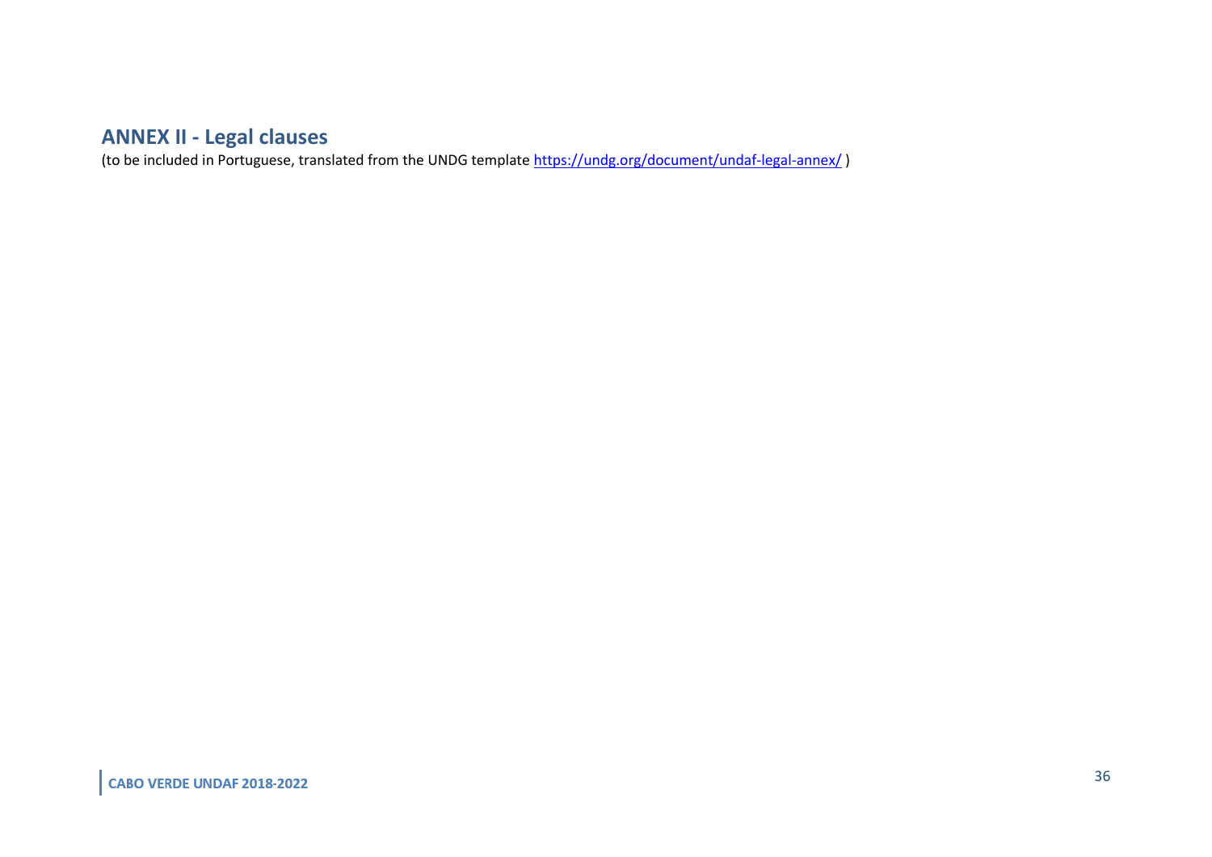## ANNEX II - Legal clauses

(to be included in Portuguese, translated from the UNDG template https://undg.org/document/undaf-legal-annex/ )